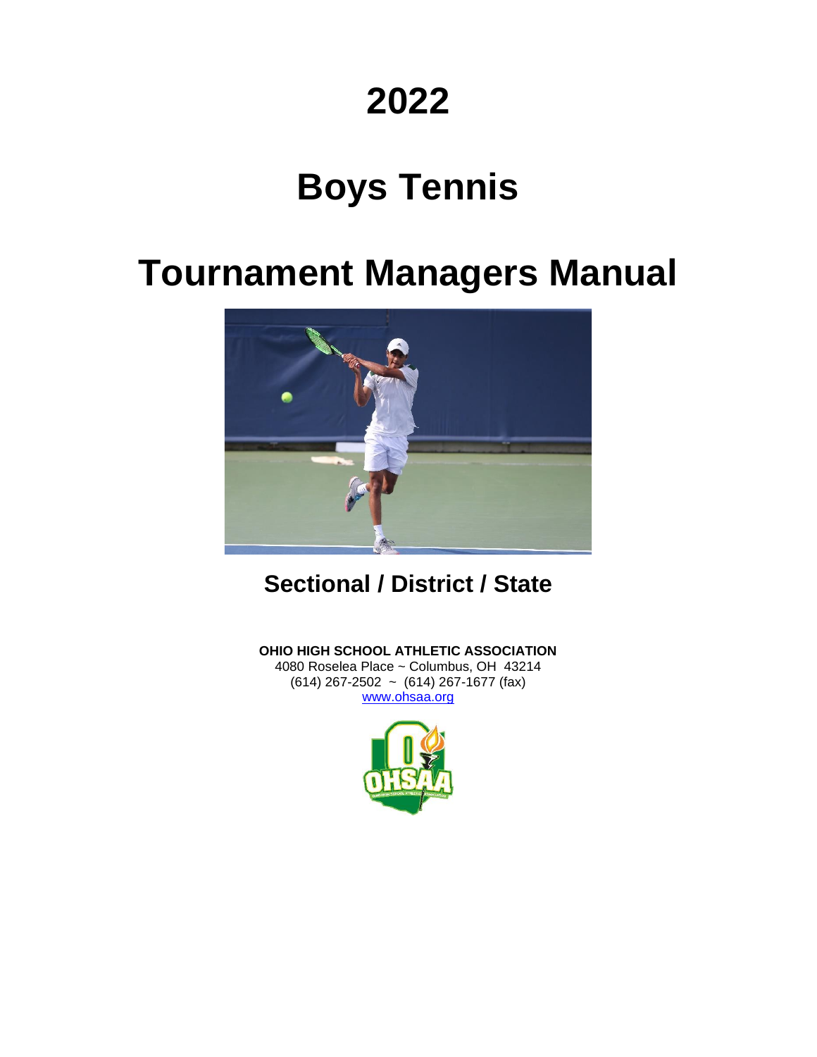# 2022

# Boys Tennis

# Tournament Managers Manual

## Sectional / District / State

**OHIO HIGH SCHOOL ATHLETIC ASSOCIATION**
4080 Roselea Place ~ Columbus, OH 43214
(614) 267-2502 ~ (614) 267-1677 (fax)
www.ohsaa.org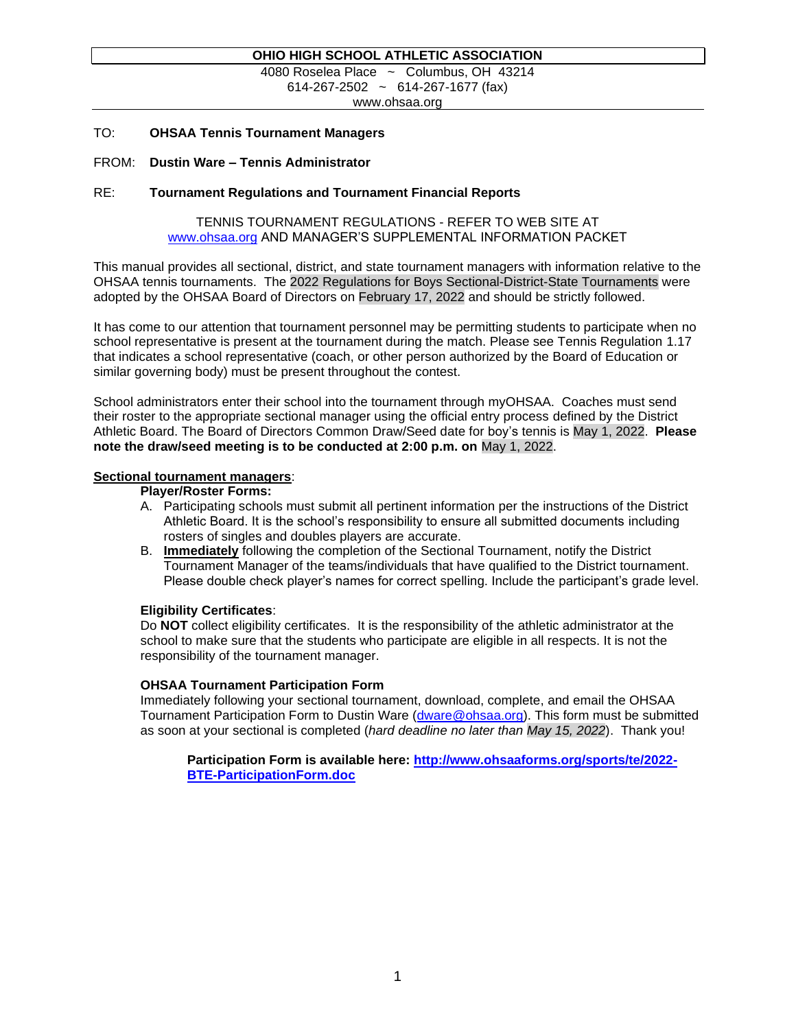**OHIO HIGH SCHOOL ATHLETIC ASSOCIATION**

4080 Roselea Place ~ Columbus, OH 43214
614-267-2502 ~ 614-267-1677 (fax)
www.ohsaa.org

TO: **OHSAA Tennis Tournament Managers**

FROM: **Dustin Ware – Tennis Administrator**

RE: **Tournament Regulations and Tournament Financial Reports**

TENNIS TOURNAMENT REGULATIONS - REFER TO WEB SITE AT www.ohsaa.org AND MANAGER'S SUPPLEMENTAL INFORMATION PACKET

This manual provides all sectional, district, and state tournament managers with information relative to the OHSAA tennis tournaments. The 2022 Regulations for Boys Sectional-District-State Tournaments were adopted by the OHSAA Board of Directors on February 17, 2022 and should be strictly followed.

It has come to our attention that tournament personnel may be permitting students to participate when no school representative is present at the tournament during the match. Please see Tennis Regulation 1.17 that indicates a school representative (coach, or other person authorized by the Board of Education or similar governing body) must be present throughout the contest.

School administrators enter their school into the tournament through myOHSAA. Coaches must send their roster to the appropriate sectional manager using the official entry process defined by the District Athletic Board. The Board of Directors Common Draw/Seed date for boy's tennis is May 1, 2022. **Please note the draw/seed meeting is to be conducted at 2:00 p.m. on** May 1, 2022.

**Sectional tournament managers**:

**Player/Roster Forms:**

A. Participating schools must submit all pertinent information per the instructions of the District Athletic Board. It is the school's responsibility to ensure all submitted documents including rosters of singles and doubles players are accurate.
B. **Immediately** following the completion of the Sectional Tournament, notify the District Tournament Manager of the teams/individuals that have qualified to the District tournament. Please double check player's names for correct spelling. Include the participant's grade level.

**Eligibility Certificates**:

Do **NOT** collect eligibility certificates. It is the responsibility of the athletic administrator at the school to make sure that the students who participate are eligible in all respects. It is not the responsibility of the tournament manager.

**OHSAA Tournament Participation Form**

Immediately following your sectional tournament, download, complete, and email the OHSAA Tournament Participation Form to Dustin Ware (dware@ohsaa.org). This form must be submitted as soon at your sectional is completed (*hard deadline no later than May 15, 2022*). Thank you!

**Participation Form is available here: http://www.ohsaaforms.org/sports/te/2022-BTE-ParticipationForm.doc**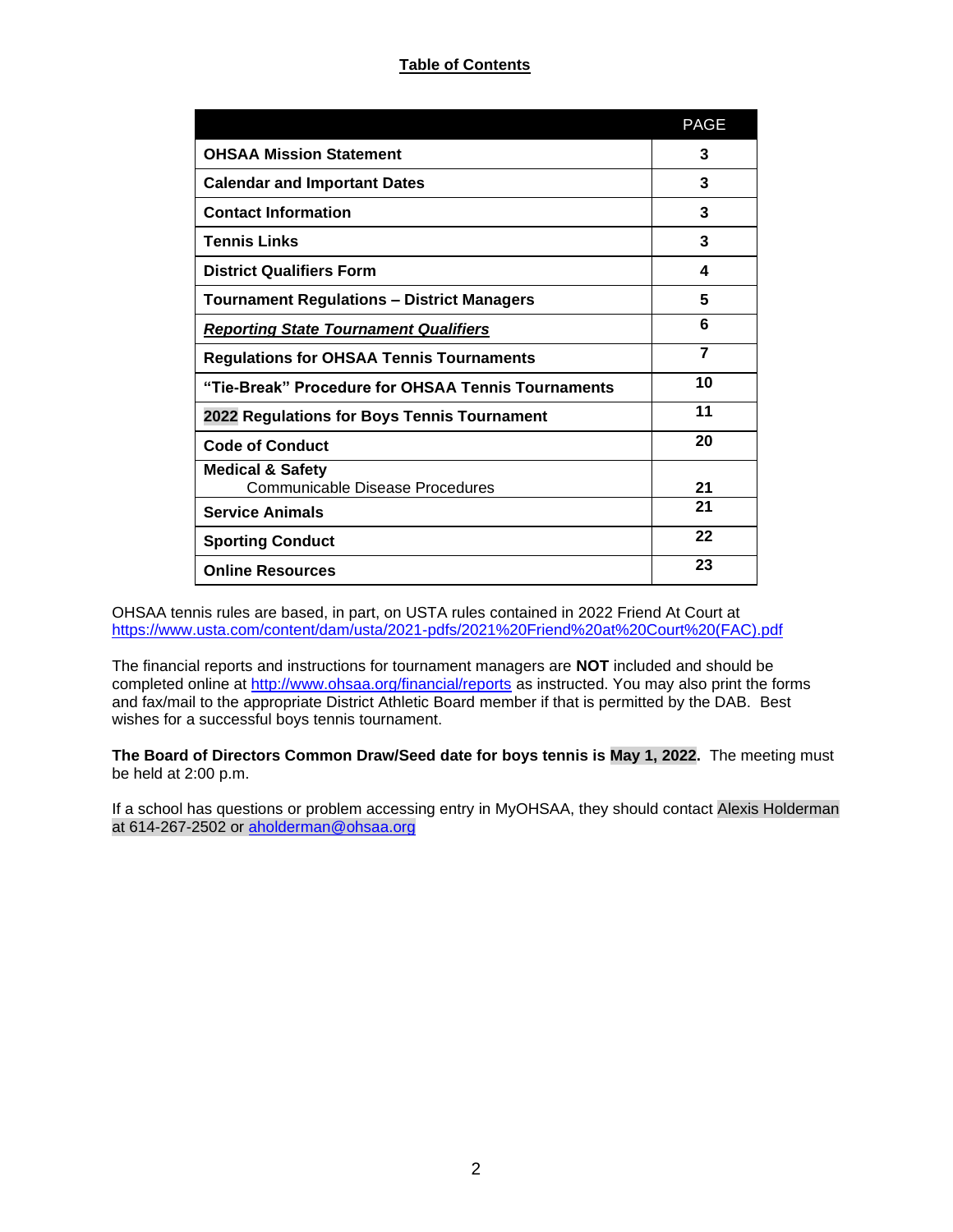## Table of Contents

| | PAGE |
|---|---|
| **OHSAA Mission Statement** | **3** |
| **Calendar and Important Dates** | **3** |
| **Contact Information** | **3** |
| **Tennis Links** | **3** |
| **District Qualifiers Form** | **4** |
| **Tournament Regulations – District Managers** | **5** |
| ***Reporting State Tournament Qualifiers*** | **6** |
| **Regulations for OHSAA Tennis Tournaments** | **7** |
| **"Tie-Break" Procedure for OHSAA Tennis Tournaments** | **10** |
| **2022 Regulations for Boys Tennis Tournament** | **11** |
| **Code of Conduct** | **20** |
| **Medical & Safety**<br>Communicable Disease Procedures | <br>**21** |
| **Service Animals** | **21** |
| **Sporting Conduct** | **22** |
| **Online Resources** | **23** |

OHSAA tennis rules are based, in part, on USTA rules contained in 2022 Friend At Court at https://www.usta.com/content/dam/usta/2021-pdfs/2021%20Friend%20at%20Court%20(FAC).pdf

The financial reports and instructions for tournament managers are **NOT** included and should be completed online at http://www.ohsaa.org/financial/reports as instructed. You may also print the forms and fax/mail to the appropriate District Athletic Board member if that is permitted by the DAB. Best wishes for a successful boys tennis tournament.

**The Board of Directors Common Draw/Seed date for boys tennis is May 1, 2022.** The meeting must be held at 2:00 p.m.

If a school has questions or problem accessing entry in MyOHSAA, they should contact Alexis Holderman at 614-267-2502 or aholderman@ohsaa.org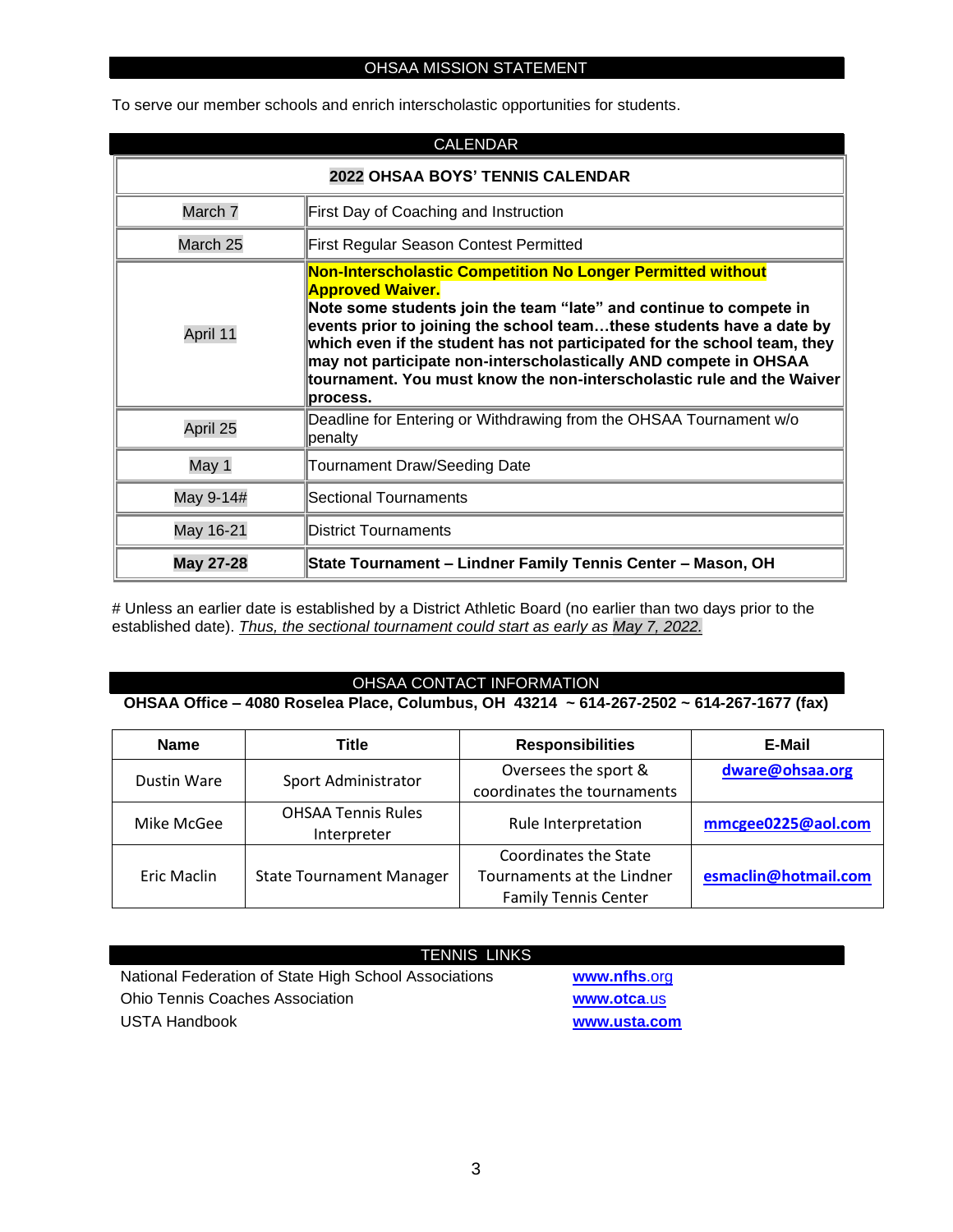## OHSAA MISSION STATEMENT

To serve our member schools and enrich interscholastic opportunities for students.

## CALENDAR

| 2022 OHSAA BOYS' TENNIS CALENDAR | |
|---|---|
| March 7 | First Day of Coaching and Instruction |
| March 25 | First Regular Season Contest Permitted |
| April 11 | **Non-Interscholastic Competition No Longer Permitted without Approved Waiver.** **Note some students join the team "late" and continue to compete in events prior to joining the school team…these students have a date by which even if the student has not participated for the school team, they may not participate non-interscholastically AND compete in OHSAA tournament. You must know the non-interscholastic rule and the Waiver process.** |
| April 25 | Deadline for Entering or Withdrawing from the OHSAA Tournament w/o penalty |
| May 1 | Tournament Draw/Seeding Date |
| May 9-14# | Sectional Tournaments |
| May 16-21 | District Tournaments |
| **May 27-28** | **State Tournament – Lindner Family Tennis Center – Mason, OH** |

# Unless an earlier date is established by a District Athletic Board (no earlier than two days prior to the established date). *Thus, the sectional tournament could start as early as May 7, 2022.*

## OHSAA CONTACT INFORMATION

**OHSAA Office – 4080 Roselea Place, Columbus, OH 43214 ~ 614-267-2502 ~ 614-267-1677 (fax)**

| Name | Title | Responsibilities | E-Mail |
|---|---|---|---|
| Dustin Ware | Sport Administrator | Oversees the sport & coordinates the tournaments | **dware@ohsaa.org** |
| Mike McGee | OHSAA Tennis Rules Interpreter | Rule Interpretation | **mmcgee0225@aol.com** |
| Eric Maclin | State Tournament Manager | Coordinates the State Tournaments at the Lindner Family Tennis Center | **esmaclin@hotmail.com** |

## TENNIS LINKS

| | |
|---|---|
| National Federation of State High School Associations | **www.nfhs**.org |
| Ohio Tennis Coaches Association | **www.otca**.us |
| USTA Handbook | **www.usta.com** |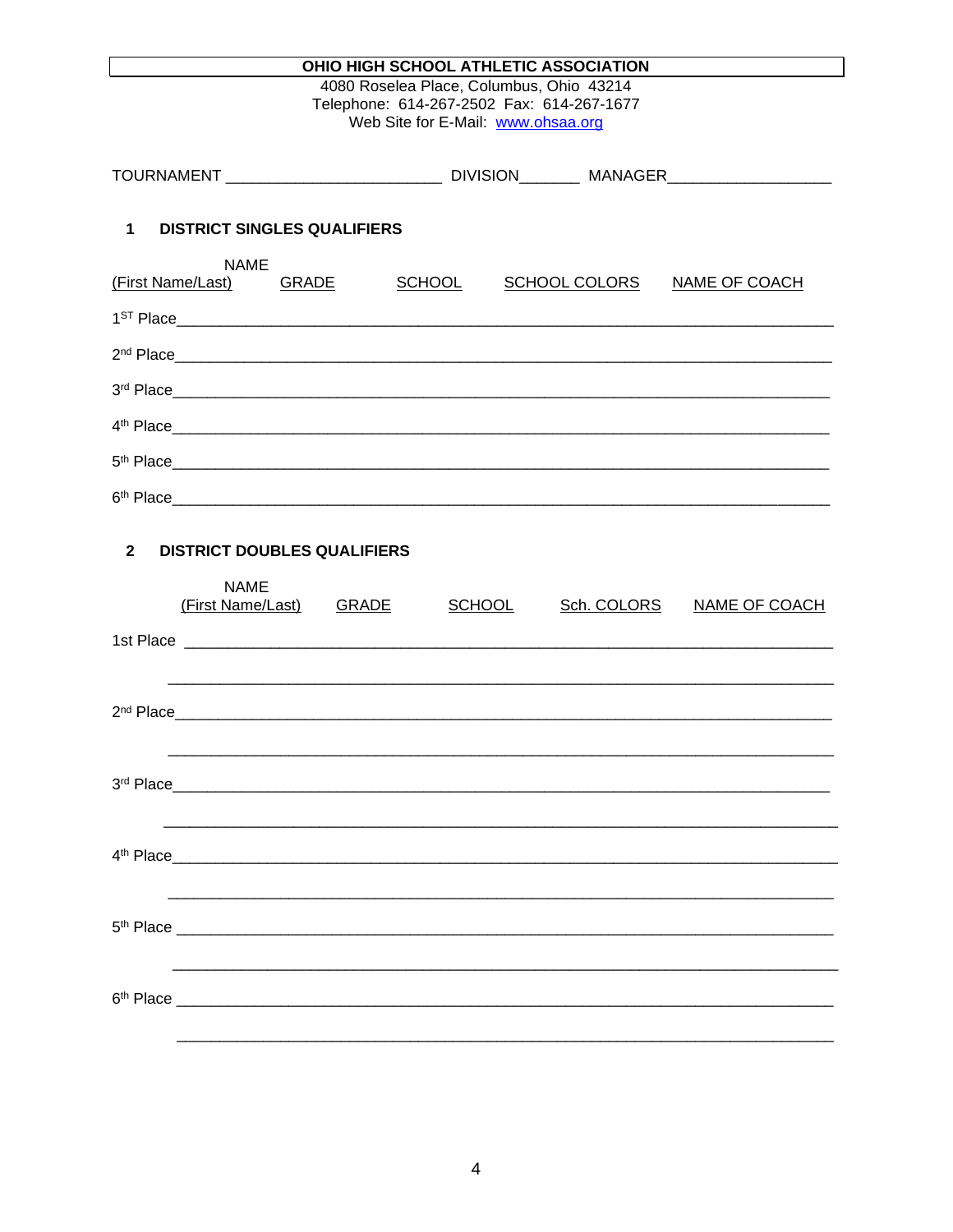**OHIO HIGH SCHOOL ATHLETIC ASSOCIATION**

4080 Roselea Place, Columbus, Ohio 43214
Telephone: 614-267-2502 Fax: 614-267-1677
Web Site for E-Mail: www.ohsaa.org

TOURNAMENT ________________________ DIVISION_______ MANAGER__________________

## 1 DISTRICT SINGLES QUALIFIERS

| NAME (First Name/Last) | GRADE | SCHOOL | SCHOOL COLORS | NAME OF COACH |
|---|---|---|---|---|

1ST Place_______________________________________________________________________

2nd Place_______________________________________________________________________

3rd Place_______________________________________________________________________

4th Place_______________________________________________________________________

5th Place_______________________________________________________________________

6th Place_______________________________________________________________________

## 2 DISTRICT DOUBLES QUALIFIERS

| NAME (First Name/Last) | GRADE | SCHOOL | Sch. COLORS | NAME OF COACH |
|---|---|---|---|---|

1st Place _______________________________________________________________________

_______________________________________________________________________

2nd Place_______________________________________________________________________

_______________________________________________________________________

3rd Place_______________________________________________________________________

_______________________________________________________________________

4th Place_______________________________________________________________________

_______________________________________________________________________

5th Place _______________________________________________________________________

_______________________________________________________________________

6th Place _______________________________________________________________________

_______________________________________________________________________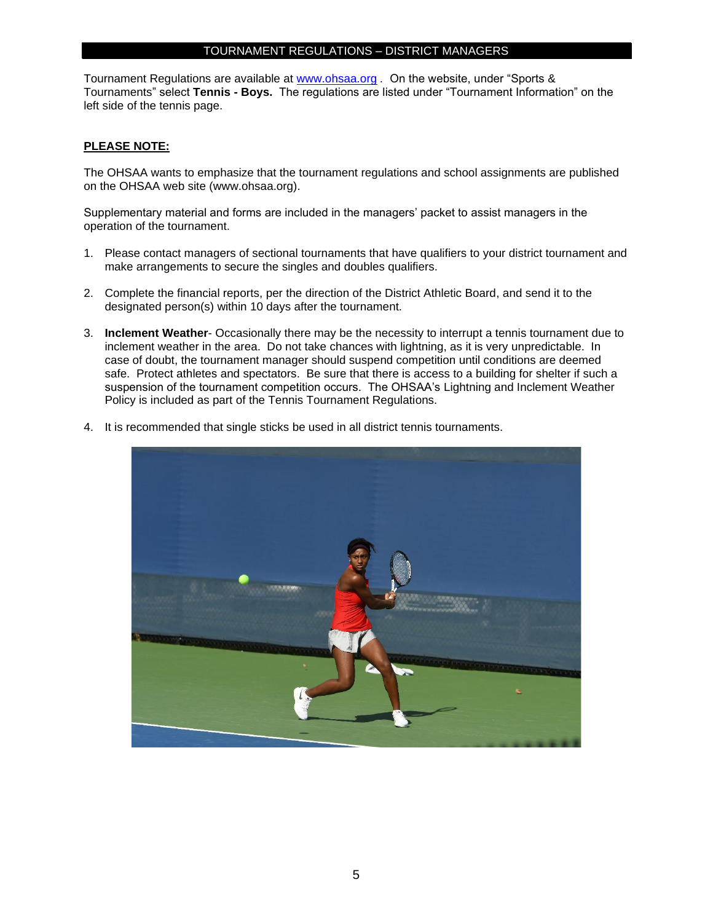# TOURNAMENT REGULATIONS – DISTRICT MANAGERS

Tournament Regulations are available at www.ohsaa.org . On the website, under "Sports & Tournaments" select **Tennis - Boys.** The regulations are listed under "Tournament Information" on the left side of the tennis page.

**PLEASE NOTE:**

The OHSAA wants to emphasize that the tournament regulations and school assignments are published on the OHSAA web site (www.ohsaa.org).

Supplementary material and forms are included in the managers' packet to assist managers in the operation of the tournament.

1. Please contact managers of sectional tournaments that have qualifiers to your district tournament and make arrangements to secure the singles and doubles qualifiers.
2. Complete the financial reports, per the direction of the District Athletic Board, and send it to the designated person(s) within 10 days after the tournament.
3. **Inclement Weather**- Occasionally there may be the necessity to interrupt a tennis tournament due to inclement weather in the area. Do not take chances with lightning, as it is very unpredictable. In case of doubt, the tournament manager should suspend competition until conditions are deemed safe. Protect athletes and spectators. Be sure that there is access to a building for shelter if such a suspension of the tournament competition occurs. The OHSAA's Lightning and Inclement Weather Policy is included as part of the Tennis Tournament Regulations.
4. It is recommended that single sticks be used in all district tennis tournaments.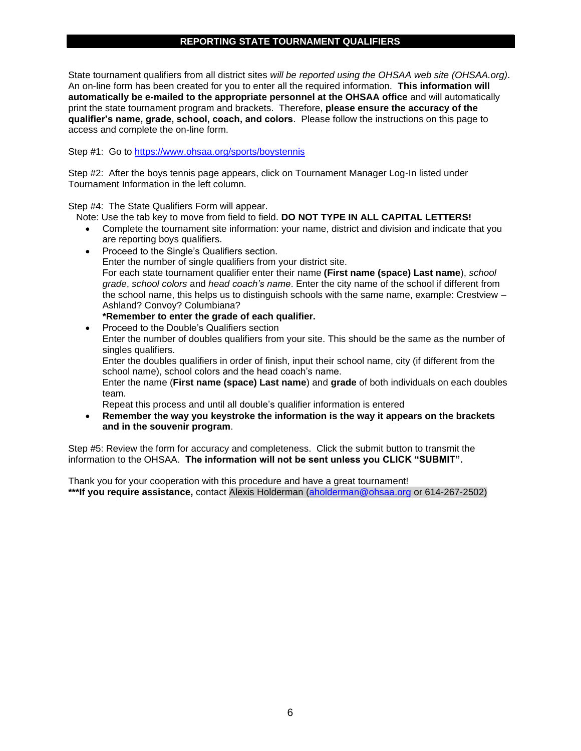## REPORTING STATE TOURNAMENT QUALIFIERS

State tournament qualifiers from all district sites *will be reported using the OHSAA web site (OHSAA.org)*. An on-line form has been created for you to enter all the required information. **This information will automatically be e-mailed to the appropriate personnel at the OHSAA office** and will automatically print the state tournament program and brackets. Therefore, **please ensure the accuracy of the qualifier's name, grade, school, coach, and colors**. Please follow the instructions on this page to access and complete the on-line form.

Step #1: Go to https://www.ohsaa.org/sports/boystennis

Step #2: After the boys tennis page appears, click on Tournament Manager Log-In listed under Tournament Information in the left column.

Step #4: The State Qualifiers Form will appear.

Note: Use the tab key to move from field to field. **DO NOT TYPE IN ALL CAPITAL LETTERS!**

- Complete the tournament site information: your name, district and division and indicate that you are reporting boys qualifiers.
- Proceed to the Single's Qualifiers section.
  Enter the number of single qualifiers from your district site.
  For each state tournament qualifier enter their name **(First name (space) Last name**), *school grade*, *school colors* and *head coach's name*. Enter the city name of the school if different from the school name, this helps us to distinguish schools with the same name, example: Crestview – Ashland? Convoy? Columbiana?
  **\*Remember to enter the grade of each qualifier.**
- Proceed to the Double's Qualifiers section
  Enter the number of doubles qualifiers from your site. This should be the same as the number of singles qualifiers.
  Enter the doubles qualifiers in order of finish, input their school name, city (if different from the school name), school colors and the head coach's name.
  Enter the name (**First name (space) Last name**) and **grade** of both individuals on each doubles team.
  Repeat this process and until all double's qualifier information is entered
- **Remember the way you keystroke the information is the way it appears on the brackets and in the souvenir program**.

Step #5: Review the form for accuracy and completeness. Click the submit button to transmit the information to the OHSAA. **The information will not be sent unless you CLICK "SUBMIT".**

Thank you for your cooperation with this procedure and have a great tournament!
**\*\*\*If you require assistance,** contact Alexis Holderman (aholderman@ohsaa.org or 614-267-2502)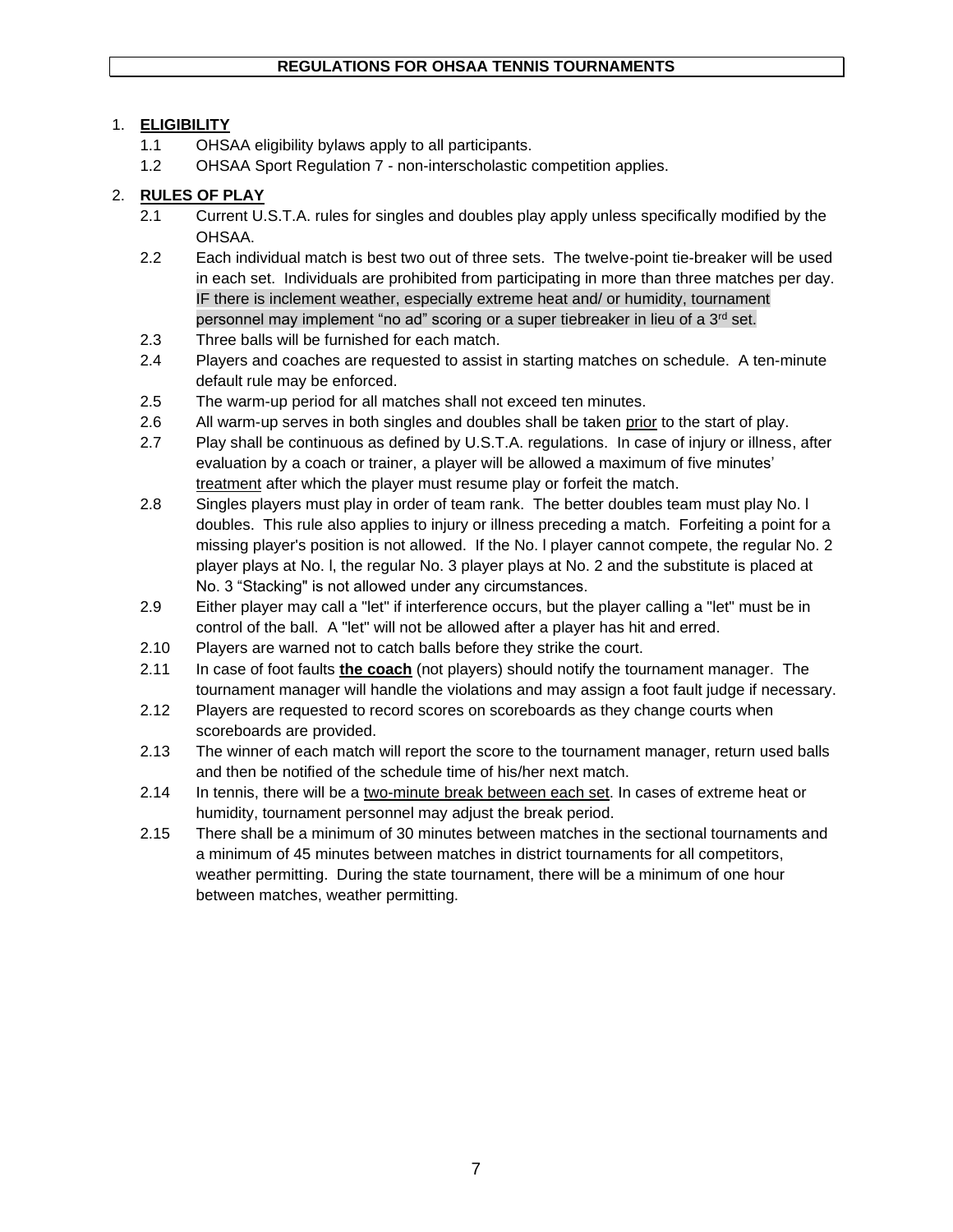# REGULATIONS FOR OHSAA TENNIS TOURNAMENTS

1. **<u>ELIGIBILITY</u>**
   - 1.1 OHSAA eligibility bylaws apply to all participants.
   - 1.2 OHSAA Sport Regulation 7 - non-interscholastic competition applies.

2. **<u>RULES OF PLAY</u>**
   - 2.1 Current U.S.T.A. rules for singles and doubles play apply unless specifically modified by the OHSAA.
   - 2.2 Each individual match is best two out of three sets. The twelve-point tie-breaker will be used in each set. Individuals are prohibited from participating in more than three matches per day. IF there is inclement weather, especially extreme heat and/ or humidity, tournament personnel may implement "no ad" scoring or a super tiebreaker in lieu of a 3rd set.
   - 2.3 Three balls will be furnished for each match.
   - 2.4 Players and coaches are requested to assist in starting matches on schedule. A ten-minute default rule may be enforced.
   - 2.5 The warm-up period for all matches shall not exceed ten minutes.
   - 2.6 All warm-up serves in both singles and doubles shall be taken <u>prior</u> to the start of play.
   - 2.7 Play shall be continuous as defined by U.S.T.A. regulations. In case of injury or illness, after evaluation by a coach or trainer, a player will be allowed a maximum of five minutes' <u>treatment</u> after which the player must resume play or forfeit the match.
   - 2.8 Singles players must play in order of team rank. The better doubles team must play No. l doubles. This rule also applies to injury or illness preceding a match. Forfeiting a point for a missing player's position is not allowed. If the No. l player cannot compete, the regular No. 2 player plays at No. l, the regular No. 3 player plays at No. 2 and the substitute is placed at No. 3 "Stacking" is not allowed under any circumstances.
   - 2.9 Either player may call a "let" if interference occurs, but the player calling a "let" must be in control of the ball. A "let" will not be allowed after a player has hit and erred.
   - 2.10 Players are warned not to catch balls before they strike the court.
   - 2.11 In case of foot faults **<u>the coach</u>** (not players) should notify the tournament manager. The tournament manager will handle the violations and may assign a foot fault judge if necessary.
   - 2.12 Players are requested to record scores on scoreboards as they change courts when scoreboards are provided.
   - 2.13 The winner of each match will report the score to the tournament manager, return used balls and then be notified of the schedule time of his/her next match.
   - 2.14 In tennis, there will be a <u>two-minute break between each set</u>. In cases of extreme heat or humidity, tournament personnel may adjust the break period.
   - 2.15 There shall be a minimum of 30 minutes between matches in the sectional tournaments and a minimum of 45 minutes between matches in district tournaments for all competitors, weather permitting. During the state tournament, there will be a minimum of one hour between matches, weather permitting.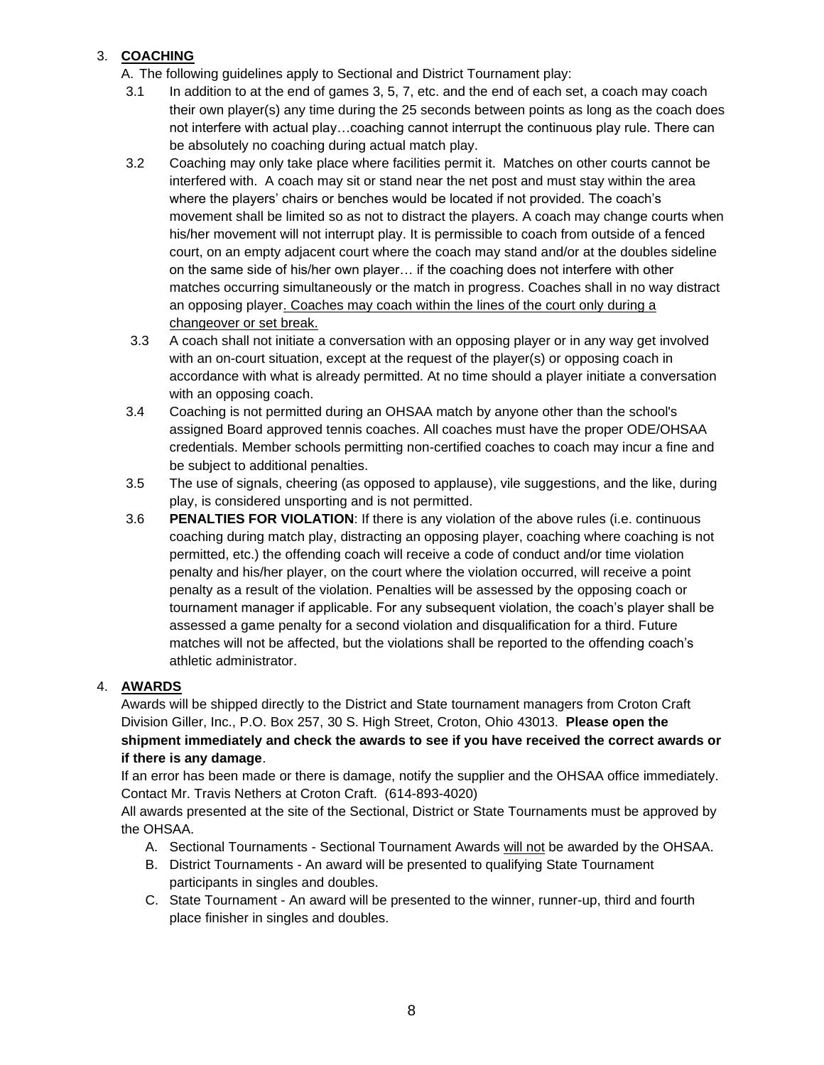3. **COACHING**

A. The following guidelines apply to Sectional and District Tournament play:

3.1 In addition to at the end of games 3, 5, 7, etc. and the end of each set, a coach may coach their own player(s) any time during the 25 seconds between points as long as the coach does not interfere with actual play…coaching cannot interrupt the continuous play rule. There can be absolutely no coaching during actual match play.

3.2 Coaching may only take place where facilities permit it. Matches on other courts cannot be interfered with. A coach may sit or stand near the net post and must stay within the area where the players' chairs or benches would be located if not provided. The coach's movement shall be limited so as not to distract the players. A coach may change courts when his/her movement will not interrupt play. It is permissible to coach from outside of a fenced court, on an empty adjacent court where the coach may stand and/or at the doubles sideline on the same side of his/her own player… if the coaching does not interfere with other matches occurring simultaneously or the match in progress. Coaches shall in no way distract an opposing player<u>. Coaches may coach within the lines of the court only during a changeover or set break.</u>

3.3 A coach shall not initiate a conversation with an opposing player or in any way get involved with an on-court situation, except at the request of the player(s) or opposing coach in accordance with what is already permitted. At no time should a player initiate a conversation with an opposing coach.

3.4 Coaching is not permitted during an OHSAA match by anyone other than the school's assigned Board approved tennis coaches. All coaches must have the proper ODE/OHSAA credentials. Member schools permitting non-certified coaches to coach may incur a fine and be subject to additional penalties.

3.5 The use of signals, cheering (as opposed to applause), vile suggestions, and the like, during play, is considered unsporting and is not permitted.

3.6 **PENALTIES FOR VIOLATION**: If there is any violation of the above rules (i.e. continuous coaching during match play, distracting an opposing player, coaching where coaching is not permitted, etc.) the offending coach will receive a code of conduct and/or time violation penalty and his/her player, on the court where the violation occurred, will receive a point penalty as a result of the violation. Penalties will be assessed by the opposing coach or tournament manager if applicable. For any subsequent violation, the coach's player shall be assessed a game penalty for a second violation and disqualification for a third. Future matches will not be affected, but the violations shall be reported to the offending coach's athletic administrator.

4. **AWARDS**

Awards will be shipped directly to the District and State tournament managers from Croton Craft Division Giller, Inc., P.O. Box 257, 30 S. High Street, Croton, Ohio 43013. **Please open the shipment immediately and check the awards to see if you have received the correct awards or if there is any damage**.

If an error has been made or there is damage, notify the supplier and the OHSAA office immediately. Contact Mr. Travis Nethers at Croton Craft. (614-893-4020)

All awards presented at the site of the Sectional, District or State Tournaments must be approved by the OHSAA.

A. Sectional Tournaments - Sectional Tournament Awards <u>will not</u> be awarded by the OHSAA.

B. District Tournaments - An award will be presented to qualifying State Tournament participants in singles and doubles.

C. State Tournament - An award will be presented to the winner, runner-up, third and fourth place finisher in singles and doubles.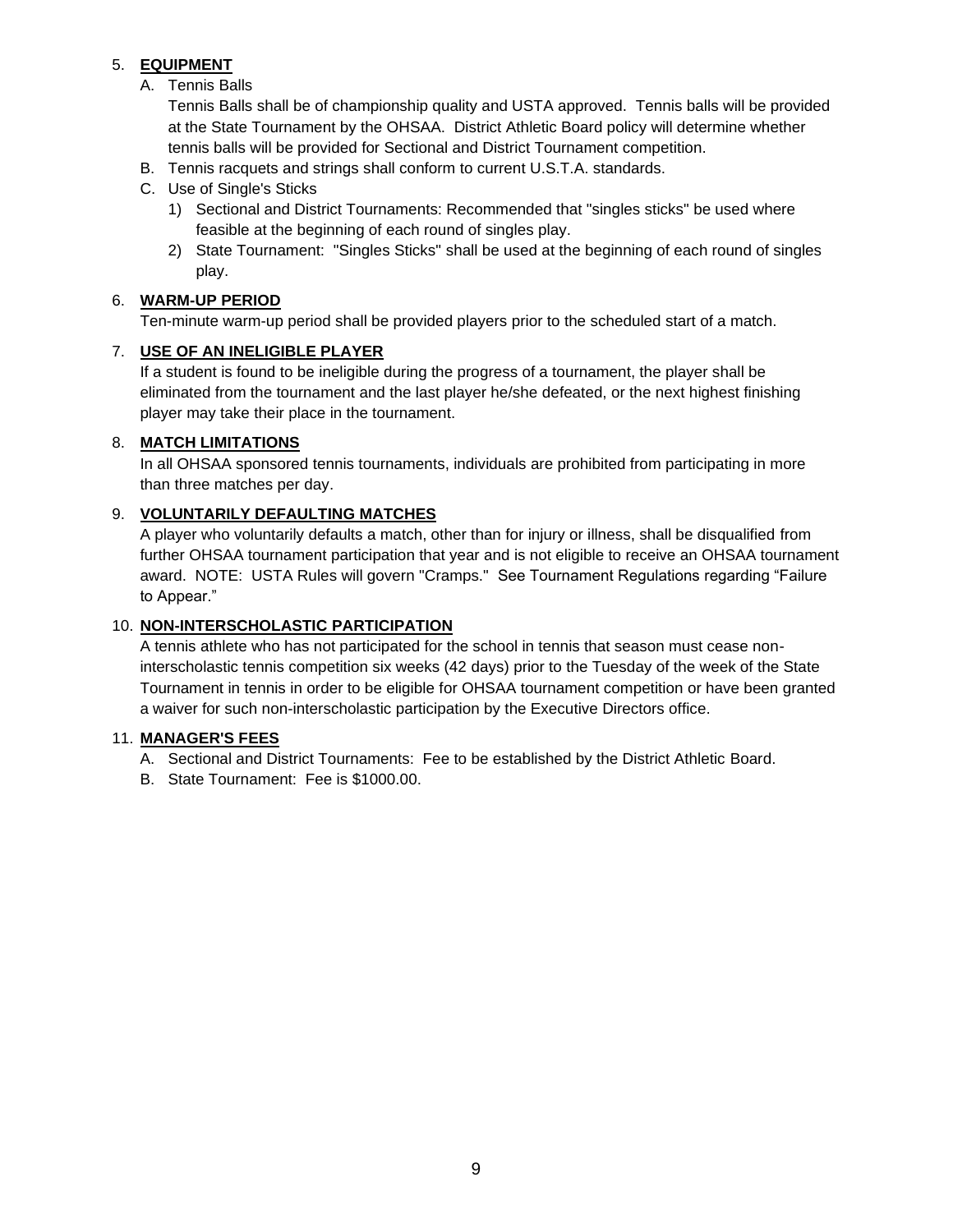5. **EQUIPMENT**
   A. Tennis Balls
      Tennis Balls shall be of championship quality and USTA approved. Tennis balls will be provided at the State Tournament by the OHSAA. District Athletic Board policy will determine whether tennis balls will be provided for Sectional and District Tournament competition.
   B. Tennis racquets and strings shall conform to current U.S.T.A. standards.
   C. Use of Single's Sticks
      1) Sectional and District Tournaments: Recommended that "singles sticks" be used where feasible at the beginning of each round of singles play.
      2) State Tournament: "Singles Sticks" shall be used at the beginning of each round of singles play.

6. **WARM-UP PERIOD**
   Ten-minute warm-up period shall be provided players prior to the scheduled start of a match.

7. **USE OF AN INELIGIBLE PLAYER**
   If a student is found to be ineligible during the progress of a tournament, the player shall be eliminated from the tournament and the last player he/she defeated, or the next highest finishing player may take their place in the tournament.

8. **MATCH LIMITATIONS**
   In all OHSAA sponsored tennis tournaments, individuals are prohibited from participating in more than three matches per day.

9. **VOLUNTARILY DEFAULTING MATCHES**
   A player who voluntarily defaults a match, other than for injury or illness, shall be disqualified from further OHSAA tournament participation that year and is not eligible to receive an OHSAA tournament award. NOTE: USTA Rules will govern "Cramps." See Tournament Regulations regarding "Failure to Appear."

10. **NON-INTERSCHOLASTIC PARTICIPATION**
    A tennis athlete who has not participated for the school in tennis that season must cease non-interscholastic tennis competition six weeks (42 days) prior to the Tuesday of the week of the State Tournament in tennis in order to be eligible for OHSAA tournament competition or have been granted a waiver for such non-interscholastic participation by the Executive Directors office.

11. **MANAGER'S FEES**
    A. Sectional and District Tournaments: Fee to be established by the District Athletic Board.
    B. State Tournament: Fee is $1000.00.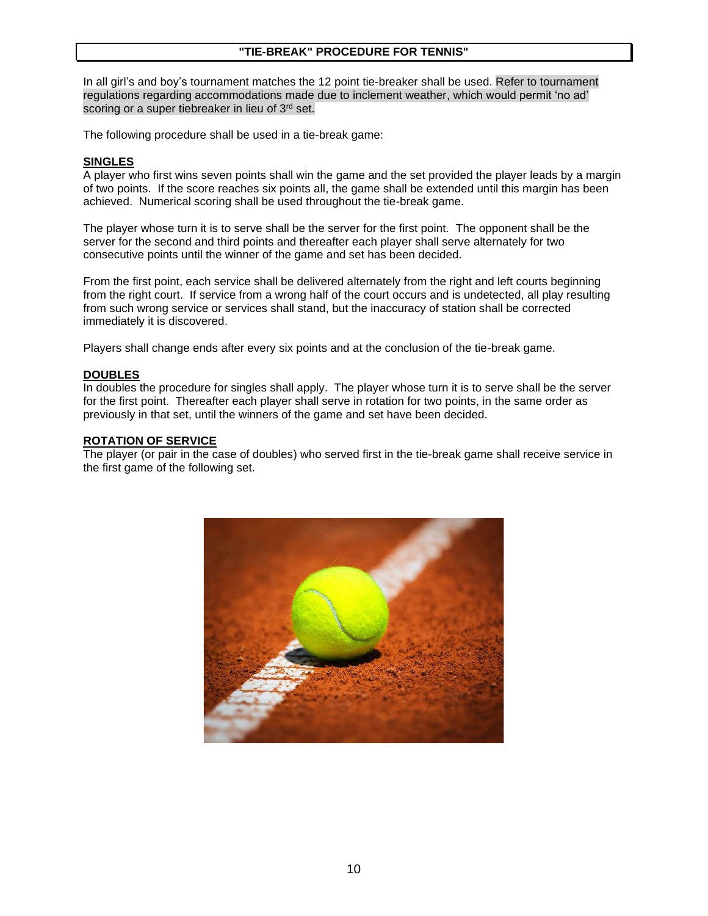## "TIE-BREAK" PROCEDURE FOR TENNIS"

In all girl's and boy's tournament matches the 12 point tie-breaker shall be used. Refer to tournament regulations regarding accommodations made due to inclement weather, which would permit 'no ad' scoring or a super tiebreaker in lieu of 3rd set.

The following procedure shall be used in a tie-break game:

**SINGLES**

A player who first wins seven points shall win the game and the set provided the player leads by a margin of two points. If the score reaches six points all, the game shall be extended until this margin has been achieved. Numerical scoring shall be used throughout the tie-break game.

The player whose turn it is to serve shall be the server for the first point. The opponent shall be the server for the second and third points and thereafter each player shall serve alternately for two consecutive points until the winner of the game and set has been decided.

From the first point, each service shall be delivered alternately from the right and left courts beginning from the right court. If service from a wrong half of the court occurs and is undetected, all play resulting from such wrong service or services shall stand, but the inaccuracy of station shall be corrected immediately it is discovered.

Players shall change ends after every six points and at the conclusion of the tie-break game.

**DOUBLES**

In doubles the procedure for singles shall apply. The player whose turn it is to serve shall be the server for the first point. Thereafter each player shall serve in rotation for two points, in the same order as previously in that set, until the winners of the game and set have been decided.

**ROTATION OF SERVICE**

The player (or pair in the case of doubles) who served first in the tie-break game shall receive service in the first game of the following set.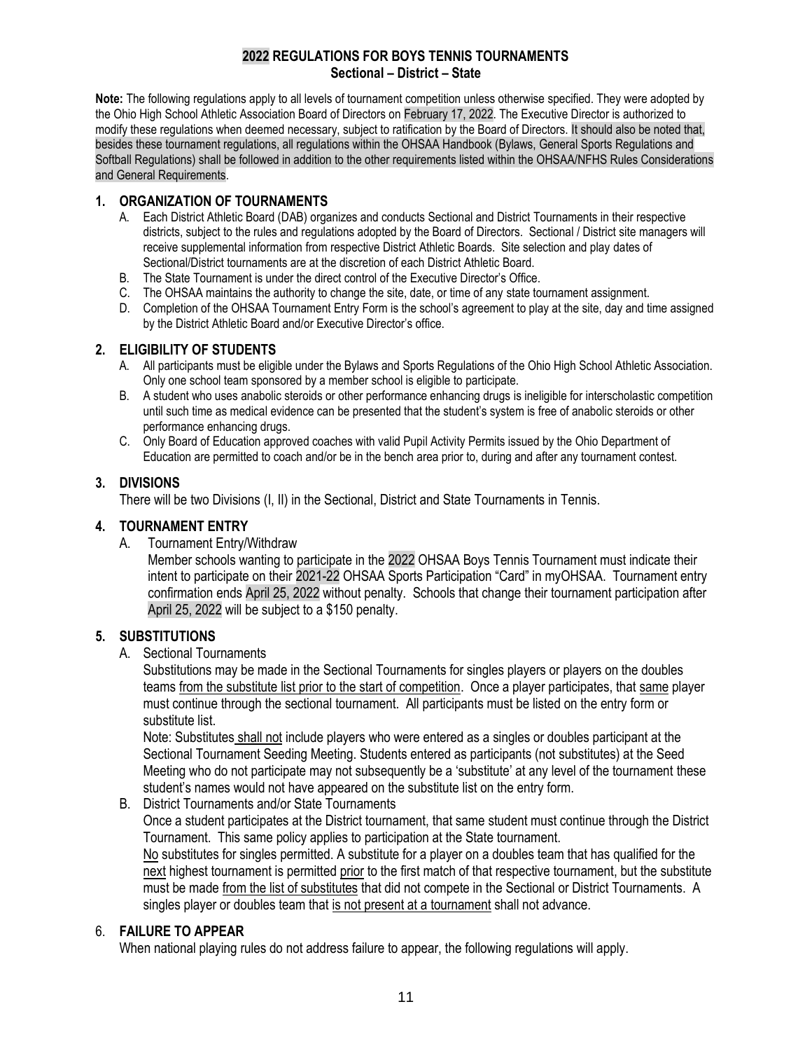## 2022 REGULATIONS FOR BOYS TENNIS TOURNAMENTS
### Sectional – District – State

**Note:** The following regulations apply to all levels of tournament competition unless otherwise specified. They were adopted by the Ohio High School Athletic Association Board of Directors on February 17, 2022. The Executive Director is authorized to modify these regulations when deemed necessary, subject to ratification by the Board of Directors. It should also be noted that, besides these tournament regulations, all regulations within the OHSAA Handbook (Bylaws, General Sports Regulations and Softball Regulations) shall be followed in addition to the other requirements listed within the OHSAA/NFHS Rules Considerations and General Requirements.

### 1. ORGANIZATION OF TOURNAMENTS

A. Each District Athletic Board (DAB) organizes and conducts Sectional and District Tournaments in their respective districts, subject to the rules and regulations adopted by the Board of Directors. Sectional / District site managers will receive supplemental information from respective District Athletic Boards. Site selection and play dates of Sectional/District tournaments are at the discretion of each District Athletic Board.

B. The State Tournament is under the direct control of the Executive Director's Office.

C. The OHSAA maintains the authority to change the site, date, or time of any state tournament assignment.

D. Completion of the OHSAA Tournament Entry Form is the school's agreement to play at the site, day and time assigned by the District Athletic Board and/or Executive Director's office.

### 2. ELIGIBILITY OF STUDENTS

A. All participants must be eligible under the Bylaws and Sports Regulations of the Ohio High School Athletic Association. Only one school team sponsored by a member school is eligible to participate.

B. A student who uses anabolic steroids or other performance enhancing drugs is ineligible for interscholastic competition until such time as medical evidence can be presented that the student's system is free of anabolic steroids or other performance enhancing drugs.

C. Only Board of Education approved coaches with valid Pupil Activity Permits issued by the Ohio Department of Education are permitted to coach and/or be in the bench area prior to, during and after any tournament contest.

### 3. DIVISIONS

There will be two Divisions (I, II) in the Sectional, District and State Tournaments in Tennis.

### 4. TOURNAMENT ENTRY

A. Tournament Entry/Withdraw

Member schools wanting to participate in the 2022 OHSAA Boys Tennis Tournament must indicate their intent to participate on their 2021-22 OHSAA Sports Participation "Card" in myOHSAA. Tournament entry confirmation ends April 25, 2022 without penalty. Schools that change their tournament participation after April 25, 2022 will be subject to a $150 penalty.

### 5. SUBSTITUTIONS

A. Sectional Tournaments

Substitutions may be made in the Sectional Tournaments for singles players or players on the doubles teams from the substitute list prior to the start of competition. Once a player participates, that same player must continue through the sectional tournament. All participants must be listed on the entry form or substitute list.

Note: Substitutes shall not include players who were entered as a singles or doubles participant at the Sectional Tournament Seeding Meeting. Students entered as participants (not substitutes) at the Seed Meeting who do not participate may not subsequently be a 'substitute' at any level of the tournament these student's names would not have appeared on the substitute list on the entry form.

B. District Tournaments and/or State Tournaments

Once a student participates at the District tournament, that same student must continue through the District Tournament. This same policy applies to participation at the State tournament.

No substitutes for singles permitted. A substitute for a player on a doubles team that has qualified for the next highest tournament is permitted prior to the first match of that respective tournament, but the substitute must be made from the list of substitutes that did not compete in the Sectional or District Tournaments. A singles player or doubles team that is not present at a tournament shall not advance.

### 6. FAILURE TO APPEAR

When national playing rules do not address failure to appear, the following regulations will apply.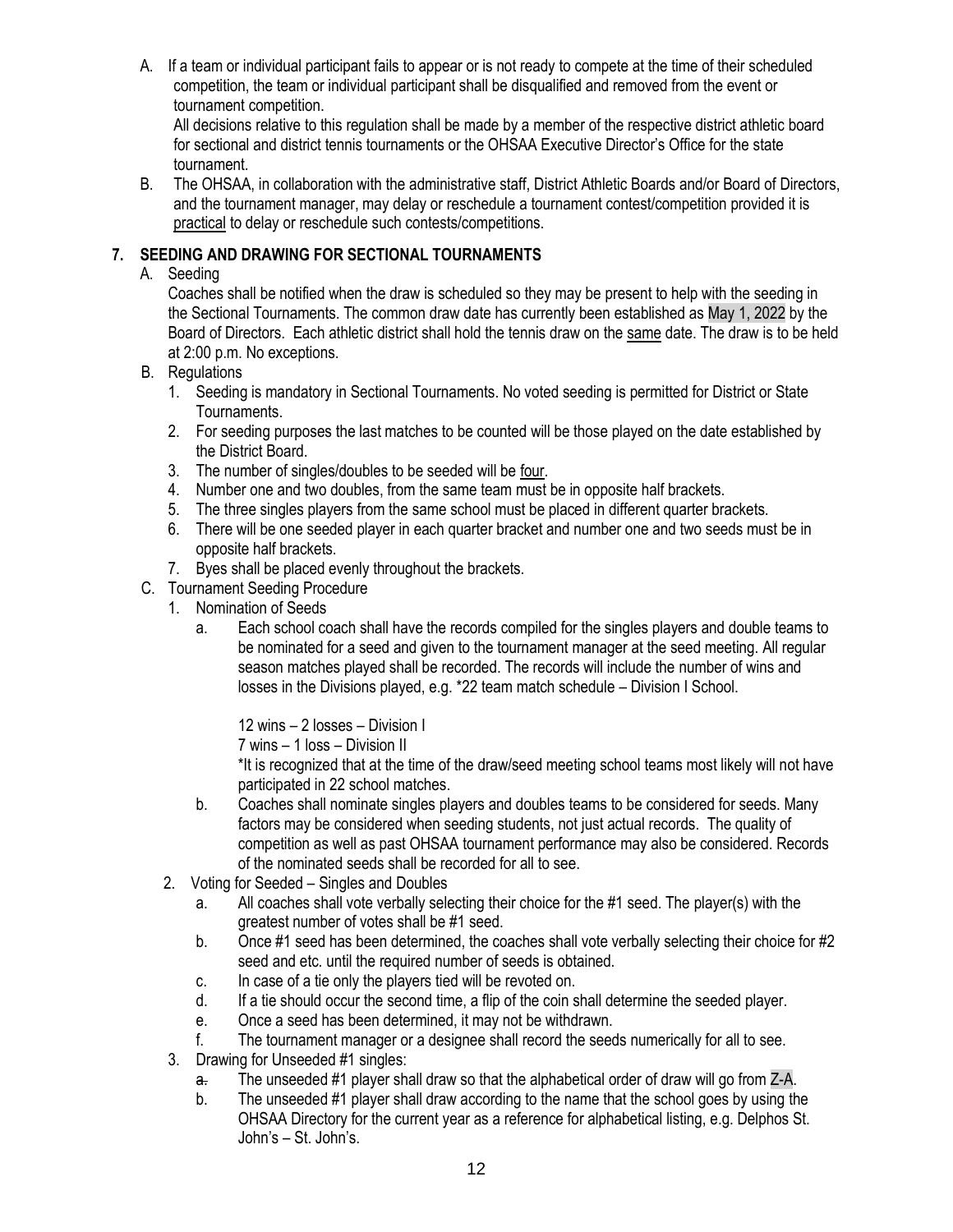A. If a team or individual participant fails to appear or is not ready to compete at the time of their scheduled competition, the team or individual participant shall be disqualified and removed from the event or tournament competition.

   All decisions relative to this regulation shall be made by a member of the respective district athletic board for sectional and district tennis tournaments or the OHSAA Executive Director's Office for the state tournament.

B. The OHSAA, in collaboration with the administrative staff, District Athletic Boards and/or Board of Directors, and the tournament manager, may delay or reschedule a tournament contest/competition provided it is practical to delay or reschedule such contests/competitions.

## 7. SEEDING AND DRAWING FOR SECTIONAL TOURNAMENTS

A. Seeding

   Coaches shall be notified when the draw is scheduled so they may be present to help with the seeding in the Sectional Tournaments. The common draw date has currently been established as May 1, 2022 by the Board of Directors. Each athletic district shall hold the tennis draw on the same date. The draw is to be held at 2:00 p.m. No exceptions.

B. Regulations

   1. Seeding is mandatory in Sectional Tournaments. No voted seeding is permitted for District or State Tournaments.
   2. For seeding purposes the last matches to be counted will be those played on the date established by the District Board.
   3. The number of singles/doubles to be seeded will be four.
   4. Number one and two doubles, from the same team must be in opposite half brackets.
   5. The three singles players from the same school must be placed in different quarter brackets.
   6. There will be one seeded player in each quarter bracket and number one and two seeds must be in opposite half brackets.
   7. Byes shall be placed evenly throughout the brackets.

C. Tournament Seeding Procedure

   1. Nomination of Seeds
      a. Each school coach shall have the records compiled for the singles players and double teams to be nominated for a seed and given to the tournament manager at the seed meeting. All regular season matches played shall be recorded. The records will include the number of wins and losses in the Divisions played, e.g. *22 team match schedule – Division I School.

         12 wins – 2 losses – Division I

         7 wins – 1 loss – Division II

         *It is recognized that at the time of the draw/seed meeting school teams most likely will not have participated in 22 school matches.
      b. Coaches shall nominate singles players and doubles teams to be considered for seeds. Many factors may be considered when seeding students, not just actual records. The quality of competition as well as past OHSAA tournament performance may also be considered. Records of the nominated seeds shall be recorded for all to see.
   2. Voting for Seeded – Singles and Doubles
      a. All coaches shall vote verbally selecting their choice for the #1 seed. The player(s) with the greatest number of votes shall be #1 seed.
      b. Once #1 seed has been determined, the coaches shall vote verbally selecting their choice for #2 seed and etc. until the required number of seeds is obtained.
      c. In case of a tie only the players tied will be revoted on.
      d. If a tie should occur the second time, a flip of the coin shall determine the seeded player.
      e. Once a seed has been determined, it may not be withdrawn.
      f. The tournament manager or a designee shall record the seeds numerically for all to see.
   3. Drawing for Unseeded #1 singles:
      a. The unseeded #1 player shall draw so that the alphabetical order of draw will go from Z-A.
      b. The unseeded #1 player shall draw according to the name that the school goes by using the OHSAA Directory for the current year as a reference for alphabetical listing, e.g. Delphos St. John's – St. John's.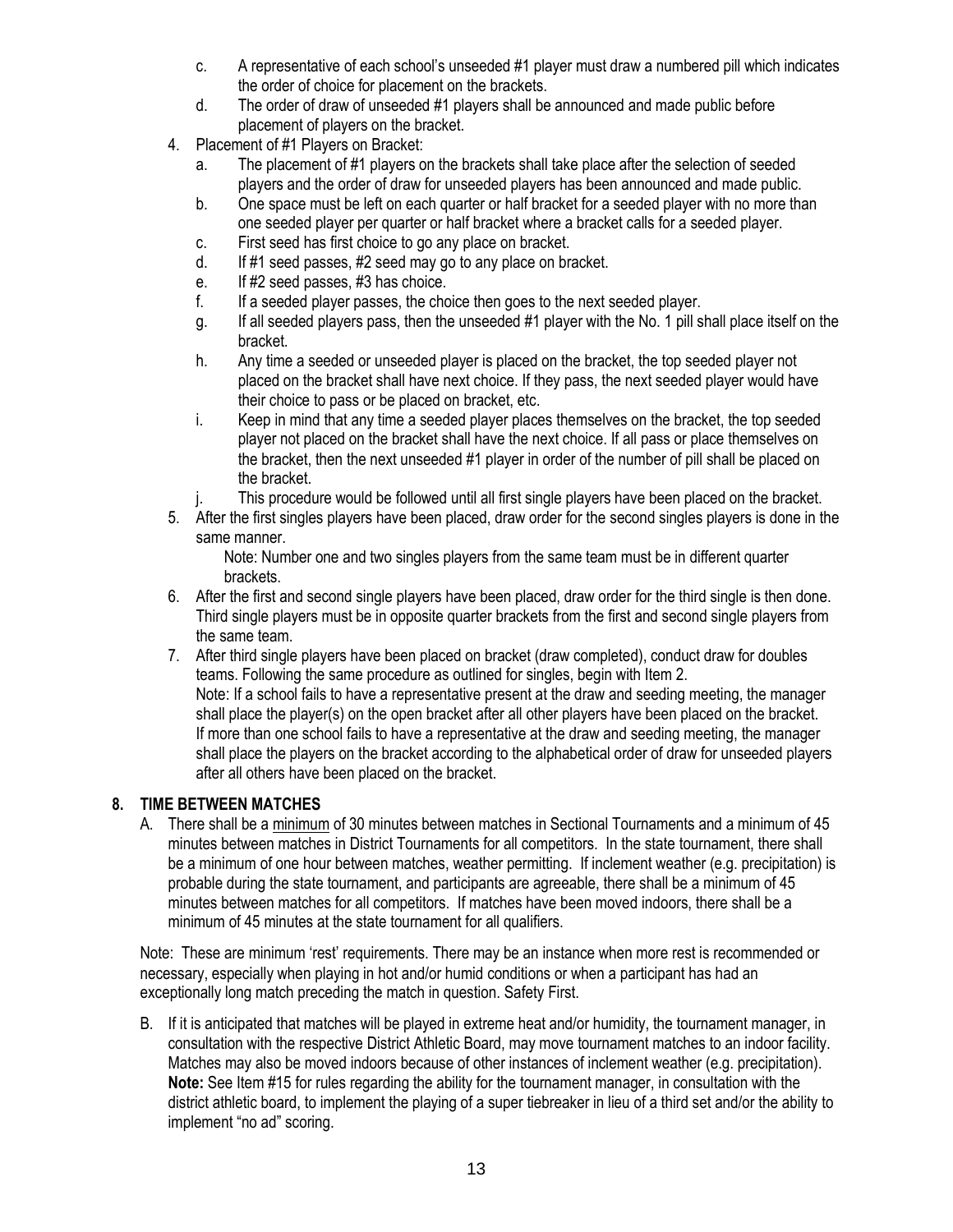c. A representative of each school's unseeded #1 player must draw a numbered pill which indicates the order of choice for placement on the brackets.
d. The order of draw of unseeded #1 players shall be announced and made public before placement of players on the bracket.

4. Placement of #1 Players on Bracket:
   a. The placement of #1 players on the brackets shall take place after the selection of seeded players and the order of draw for unseeded players has been announced and made public.
   b. One space must be left on each quarter or half bracket for a seeded player with no more than one seeded player per quarter or half bracket where a bracket calls for a seeded player.
   c. First seed has first choice to go any place on bracket.
   d. If #1 seed passes, #2 seed may go to any place on bracket.
   e. If #2 seed passes, #3 has choice.
   f. If a seeded player passes, the choice then goes to the next seeded player.
   g. If all seeded players pass, then the unseeded #1 player with the No. 1 pill shall place itself on the bracket.
   h. Any time a seeded or unseeded player is placed on the bracket, the top seeded player not placed on the bracket shall have next choice. If they pass, the next seeded player would have their choice to pass or be placed on bracket, etc.
   i. Keep in mind that any time a seeded player places themselves on the bracket, the top seeded player not placed on the bracket shall have the next choice. If all pass or place themselves on the bracket, then the next unseeded #1 player in order of the number of pill shall be placed on the bracket.
   j. This procedure would be followed until all first single players have been placed on the bracket.
5. After the first singles players have been placed, draw order for the second singles players is done in the same manner.

   Note: Number one and two singles players from the same team must be in different quarter brackets.
6. After the first and second single players have been placed, draw order for the third single is then done. Third single players must be in opposite quarter brackets from the first and second single players from the same team.
7. After third single players have been placed on bracket (draw completed), conduct draw for doubles teams. Following the same procedure as outlined for singles, begin with Item 2.
   Note: If a school fails to have a representative present at the draw and seeding meeting, the manager shall place the player(s) on the open bracket after all other players have been placed on the bracket. If more than one school fails to have a representative at the draw and seeding meeting, the manager shall place the players on the bracket according to the alphabetical order of draw for unseeded players after all others have been placed on the bracket.

## 8. TIME BETWEEN MATCHES

A. There shall be a minimum of 30 minutes between matches in Sectional Tournaments and a minimum of 45 minutes between matches in District Tournaments for all competitors. In the state tournament, there shall be a minimum of one hour between matches, weather permitting. If inclement weather (e.g. precipitation) is probable during the state tournament, and participants are agreeable, there shall be a minimum of 45 minutes between matches for all competitors. If matches have been moved indoors, there shall be a minimum of 45 minutes at the state tournament for all qualifiers.

Note: These are minimum 'rest' requirements. There may be an instance when more rest is recommended or necessary, especially when playing in hot and/or humid conditions or when a participant has had an exceptionally long match preceding the match in question. Safety First.

B. If it is anticipated that matches will be played in extreme heat and/or humidity, the tournament manager, in consultation with the respective District Athletic Board, may move tournament matches to an indoor facility. Matches may also be moved indoors because of other instances of inclement weather (e.g. precipitation). **Note:** See Item #15 for rules regarding the ability for the tournament manager, in consultation with the district athletic board, to implement the playing of a super tiebreaker in lieu of a third set and/or the ability to implement "no ad" scoring.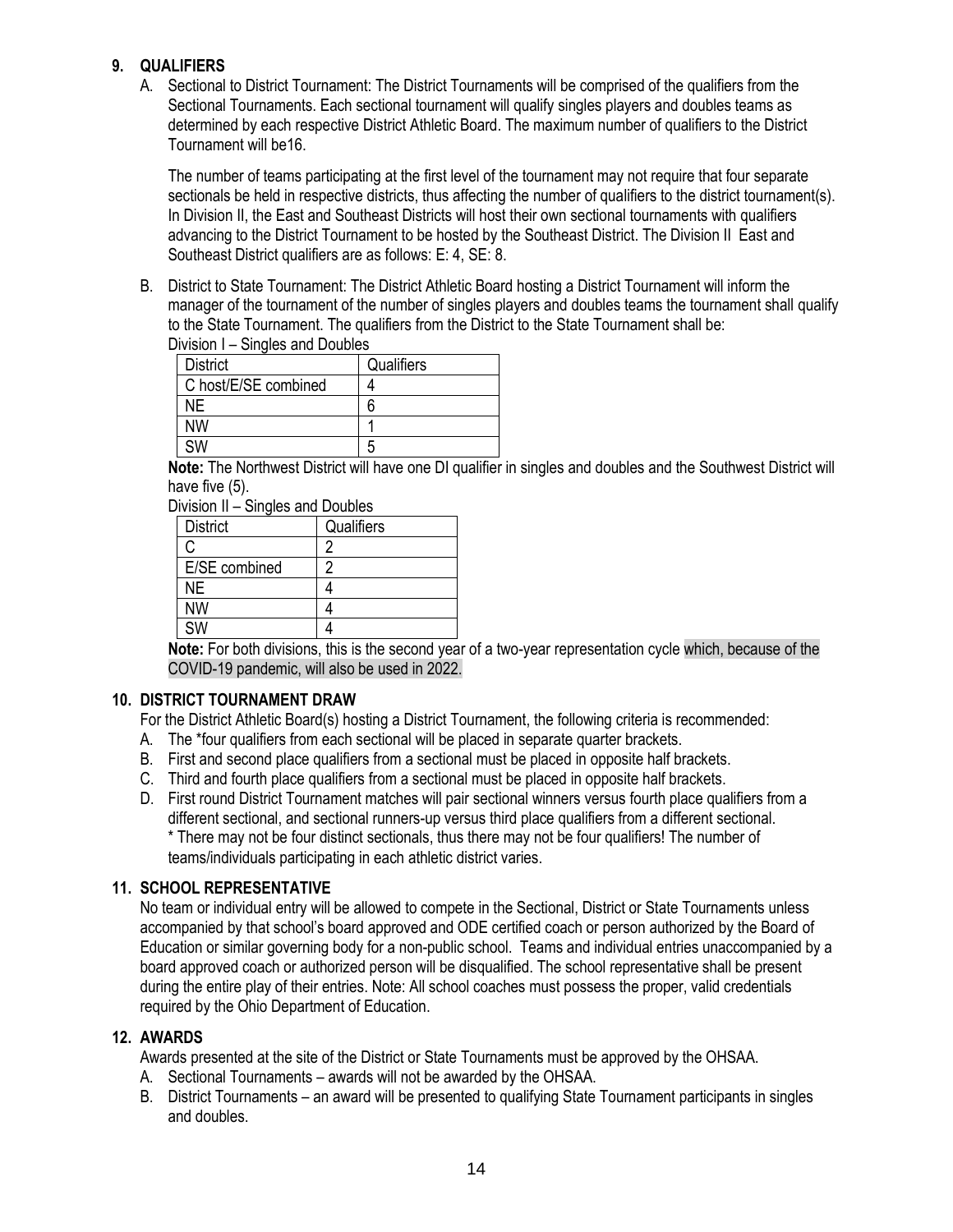## 9. QUALIFIERS

A. Sectional to District Tournament: The District Tournaments will be comprised of the qualifiers from the Sectional Tournaments. Each sectional tournament will qualify singles players and doubles teams as determined by each respective District Athletic Board. The maximum number of qualifiers to the District Tournament will be16.

   The number of teams participating at the first level of the tournament may not require that four separate sectionals be held in respective districts, thus affecting the number of qualifiers to the district tournament(s). In Division II, the East and Southeast Districts will host their own sectional tournaments with qualifiers advancing to the District Tournament to be hosted by the Southeast District. The Division II East and Southeast District qualifiers are as follows: E: 4, SE: 8.

B. District to State Tournament: The District Athletic Board hosting a District Tournament will inform the manager of the tournament of the number of singles players and doubles teams the tournament shall qualify to the State Tournament. The qualifiers from the District to the State Tournament shall be:

   Division I – Singles and Doubles

| District | Qualifiers |
|---|---|
| C host/E/SE combined | 4 |
| NE | 6 |
| NW | 1 |
| SW | 5 |

   **Note:** The Northwest District will have one DI qualifier in singles and doubles and the Southwest District will have five (5).

   Division II – Singles and Doubles

| District | Qualifiers |
|---|---|
| C | 2 |
| E/SE combined | 2 |
| NE | 4 |
| NW | 4 |
| SW | 4 |

   **Note:** For both divisions, this is the second year of a two-year representation cycle which, because of the COVID-19 pandemic, will also be used in 2022.

## 10. DISTRICT TOURNAMENT DRAW

For the District Athletic Board(s) hosting a District Tournament, the following criteria is recommended:

A. The *four qualifiers from each sectional will be placed in separate quarter brackets.
B. First and second place qualifiers from a sectional must be placed in opposite half brackets.
C. Third and fourth place qualifiers from a sectional must be placed in opposite half brackets.
D. First round District Tournament matches will pair sectional winners versus fourth place qualifiers from a different sectional, and sectional runners-up versus third place qualifiers from a different sectional.
   * There may not be four distinct sectionals, thus there may not be four qualifiers! The number of teams/individuals participating in each athletic district varies.

## 11. SCHOOL REPRESENTATIVE

No team or individual entry will be allowed to compete in the Sectional, District or State Tournaments unless accompanied by that school's board approved and ODE certified coach or person authorized by the Board of Education or similar governing body for a non-public school. Teams and individual entries unaccompanied by a board approved coach or authorized person will be disqualified. The school representative shall be present during the entire play of their entries. Note: All school coaches must possess the proper, valid credentials required by the Ohio Department of Education.

## 12. AWARDS

Awards presented at the site of the District or State Tournaments must be approved by the OHSAA.

A. Sectional Tournaments – awards will not be awarded by the OHSAA.
B. District Tournaments – an award will be presented to qualifying State Tournament participants in singles and doubles.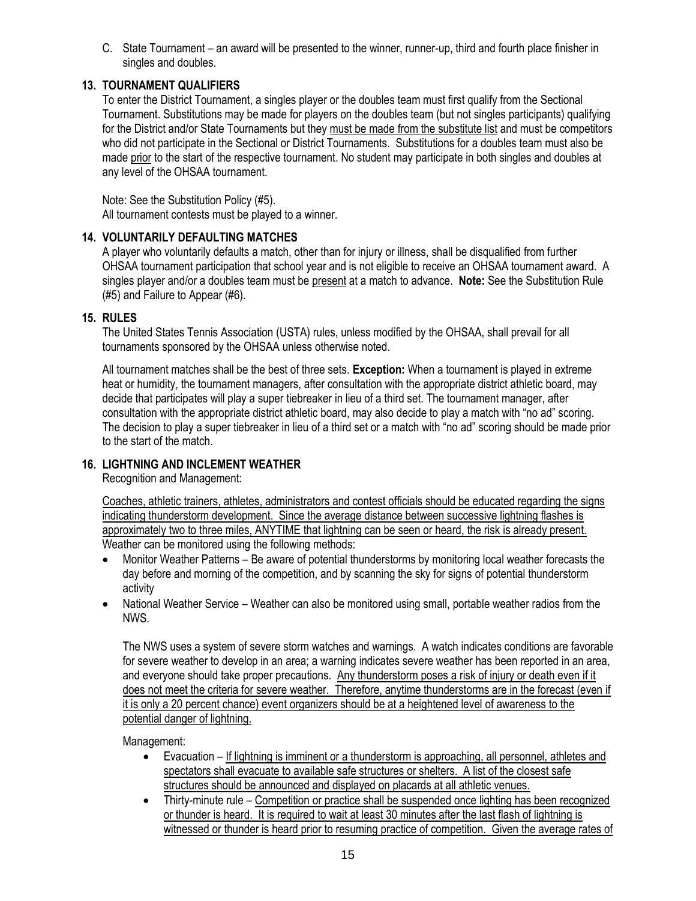C. State Tournament – an award will be presented to the winner, runner-up, third and fourth place finisher in singles and doubles.

### 13. TOURNAMENT QUALIFIERS

To enter the District Tournament, a singles player or the doubles team must first qualify from the Sectional Tournament. Substitutions may be made for players on the doubles team (but not singles participants) qualifying for the District and/or State Tournaments but they <u>must be made from the substitute list</u> and must be competitors who did not participate in the Sectional or District Tournaments. Substitutions for a doubles team must also be made <u>prior</u> to the start of the respective tournament. No student may participate in both singles and doubles at any level of the OHSAA tournament.

Note: See the Substitution Policy (#5).
All tournament contests must be played to a winner.

### 14. VOLUNTARILY DEFAULTING MATCHES

A player who voluntarily defaults a match, other than for injury or illness, shall be disqualified from further OHSAA tournament participation that school year and is not eligible to receive an OHSAA tournament award. A singles player and/or a doubles team must be <u>present</u> at a match to advance. **Note:** See the Substitution Rule (#5) and Failure to Appear (#6).

### 15. RULES

The United States Tennis Association (USTA) rules, unless modified by the OHSAA, shall prevail for all tournaments sponsored by the OHSAA unless otherwise noted.

All tournament matches shall be the best of three sets. **Exception:** When a tournament is played in extreme heat or humidity, the tournament managers, after consultation with the appropriate district athletic board, may decide that participates will play a super tiebreaker in lieu of a third set. The tournament manager, after consultation with the appropriate district athletic board, may also decide to play a match with "no ad" scoring. The decision to play a super tiebreaker in lieu of a third set or a match with "no ad" scoring should be made prior to the start of the match.

### 16. LIGHTNING AND INCLEMENT WEATHER

Recognition and Management:

<u>Coaches, athletic trainers, athletes, administrators and contest officials should be educated regarding the signs indicating thunderstorm development. Since the average distance between successive lightning flashes is approximately two to three miles, ANYTIME that lightning can be seen or heard, the risk is already present.</u> Weather can be monitored using the following methods:

- Monitor Weather Patterns – Be aware of potential thunderstorms by monitoring local weather forecasts the day before and morning of the competition, and by scanning the sky for signs of potential thunderstorm activity
- National Weather Service – Weather can also be monitored using small, portable weather radios from the NWS.

  The NWS uses a system of severe storm watches and warnings. A watch indicates conditions are favorable for severe weather to develop in an area; a warning indicates severe weather has been reported in an area, and everyone should take proper precautions. <u>Any thunderstorm poses a risk of injury or death even if it does not meet the criteria for severe weather. Therefore, anytime thunderstorms are in the forecast (even if it is only a 20 percent chance) event organizers should be at a heightened level of awareness to the potential danger of lightning.</u>

  Management:

  - Evacuation – <u>If lightning is imminent or a thunderstorm is approaching, all personnel, athletes and spectators shall evacuate to available safe structures or shelters. A list of the closest safe structures should be announced and displayed on placards at all athletic venues.</u>
  - Thirty-minute rule – <u>Competition or practice shall be suspended once lighting has been recognized or thunder is heard. It is required to wait at least 30 minutes after the last flash of lightning is witnessed or thunder is heard prior to resuming practice of competition. Given the average rates of</u>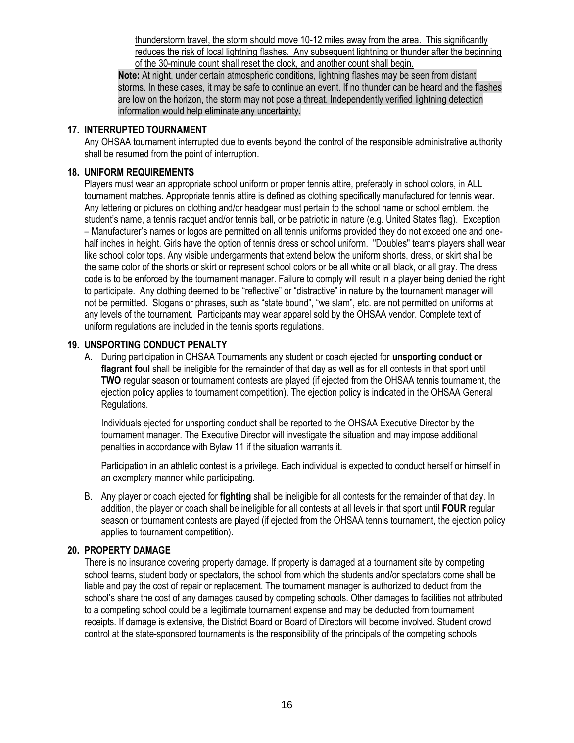thunderstorm travel, the storm should move 10-12 miles away from the area. This significantly reduces the risk of local lightning flashes. Any subsequent lightning or thunder after the beginning of the 30-minute count shall reset the clock, and another count shall begin.

**Note:** At night, under certain atmospheric conditions, lightning flashes may be seen from distant storms. In these cases, it may be safe to continue an event. If no thunder can be heard and the flashes are low on the horizon, the storm may not pose a threat. Independently verified lightning detection information would help eliminate any uncertainty.

**17. INTERRUPTED TOURNAMENT**

Any OHSAA tournament interrupted due to events beyond the control of the responsible administrative authority shall be resumed from the point of interruption.

**18. UNIFORM REQUIREMENTS**

Players must wear an appropriate school uniform or proper tennis attire, preferably in school colors, in ALL tournament matches. Appropriate tennis attire is defined as clothing specifically manufactured for tennis wear. Any lettering or pictures on clothing and/or headgear must pertain to the school name or school emblem, the student's name, a tennis racquet and/or tennis ball, or be patriotic in nature (e.g. United States flag). Exception – Manufacturer's names or logos are permitted on all tennis uniforms provided they do not exceed one and one-half inches in height. Girls have the option of tennis dress or school uniform. "Doubles" teams players shall wear like school color tops. Any visible undergarments that extend below the uniform shorts, dress, or skirt shall be the same color of the shorts or skirt or represent school colors or be all white or all black, or all gray. The dress code is to be enforced by the tournament manager. Failure to comply will result in a player being denied the right to participate. Any clothing deemed to be "reflective" or "distractive" in nature by the tournament manager will not be permitted. Slogans or phrases, such as "state bound", "we slam", etc. are not permitted on uniforms at any levels of the tournament. Participants may wear apparel sold by the OHSAA vendor. Complete text of uniform regulations are included in the tennis sports regulations.

**19. UNSPORTING CONDUCT PENALTY**

A. During participation in OHSAA Tournaments any student or coach ejected for **unsporting conduct or flagrant foul** shall be ineligible for the remainder of that day as well as for all contests in that sport until **TWO** regular season or tournament contests are played (if ejected from the OHSAA tennis tournament, the ejection policy applies to tournament competition). The ejection policy is indicated in the OHSAA General Regulations.

   Individuals ejected for unsporting conduct shall be reported to the OHSAA Executive Director by the tournament manager. The Executive Director will investigate the situation and may impose additional penalties in accordance with Bylaw 11 if the situation warrants it.

   Participation in an athletic contest is a privilege. Each individual is expected to conduct herself or himself in an exemplary manner while participating.

B. Any player or coach ejected for **fighting** shall be ineligible for all contests for the remainder of that day. In addition, the player or coach shall be ineligible for all contests at all levels in that sport until **FOUR** regular season or tournament contests are played (if ejected from the OHSAA tennis tournament, the ejection policy applies to tournament competition).

**20. PROPERTY DAMAGE**

There is no insurance covering property damage. If property is damaged at a tournament site by competing school teams, student body or spectators, the school from which the students and/or spectators come shall be liable and pay the cost of repair or replacement. The tournament manager is authorized to deduct from the school's share the cost of any damages caused by competing schools. Other damages to facilities not attributed to a competing school could be a legitimate tournament expense and may be deducted from tournament receipts. If damage is extensive, the District Board or Board of Directors will become involved. Student crowd control at the state-sponsored tournaments is the responsibility of the principals of the competing schools.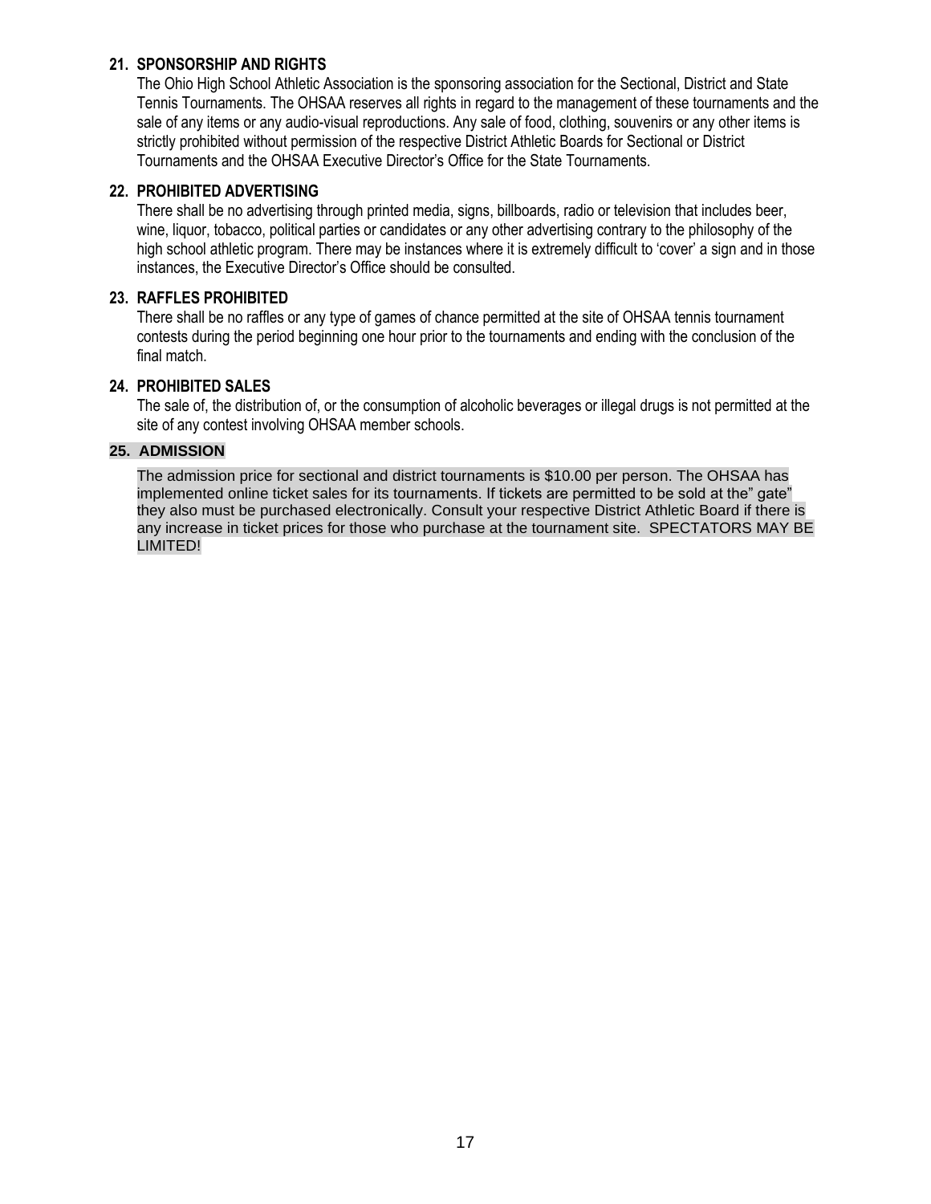**21. SPONSORSHIP AND RIGHTS**

The Ohio High School Athletic Association is the sponsoring association for the Sectional, District and State Tennis Tournaments. The OHSAA reserves all rights in regard to the management of these tournaments and the sale of any items or any audio-visual reproductions. Any sale of food, clothing, souvenirs or any other items is strictly prohibited without permission of the respective District Athletic Boards for Sectional or District Tournaments and the OHSAA Executive Director's Office for the State Tournaments.

**22. PROHIBITED ADVERTISING**

There shall be no advertising through printed media, signs, billboards, radio or television that includes beer, wine, liquor, tobacco, political parties or candidates or any other advertising contrary to the philosophy of the high school athletic program. There may be instances where it is extremely difficult to 'cover' a sign and in those instances, the Executive Director's Office should be consulted.

**23. RAFFLES PROHIBITED**

There shall be no raffles or any type of games of chance permitted at the site of OHSAA tennis tournament contests during the period beginning one hour prior to the tournaments and ending with the conclusion of the final match.

**24. PROHIBITED SALES**

The sale of, the distribution of, or the consumption of alcoholic beverages or illegal drugs is not permitted at the site of any contest involving OHSAA member schools.

**25. ADMISSION**

The admission price for sectional and district tournaments is $10.00 per person. The OHSAA has implemented online ticket sales for its tournaments. If tickets are permitted to be sold at the" gate" they also must be purchased electronically. Consult your respective District Athletic Board if there is any increase in ticket prices for those who purchase at the tournament site. SPECTATORS MAY BE LIMITED!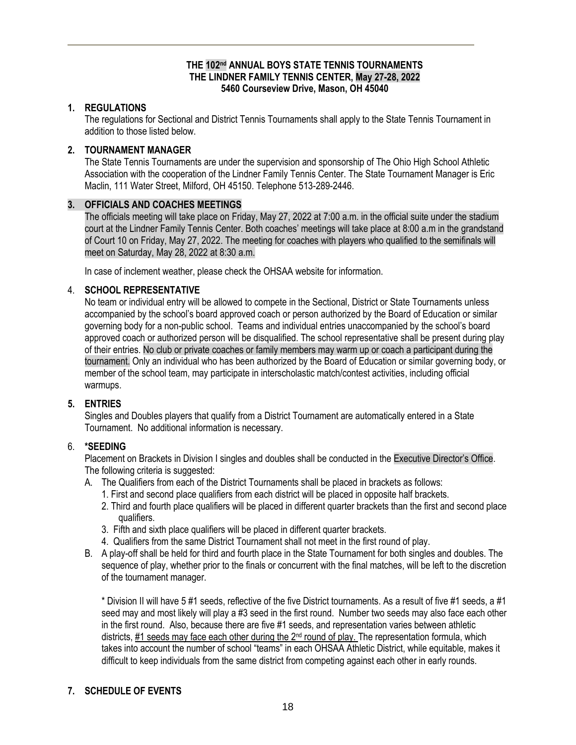**THE 102nd ANNUAL BOYS STATE TENNIS TOURNAMENTS**
**THE LINDNER FAMILY TENNIS CENTER, May 27-28, 2022**
**5460 Courseview Drive, Mason, OH 45040**

**1. REGULATIONS**

The regulations for Sectional and District Tennis Tournaments shall apply to the State Tennis Tournament in addition to those listed below.

**2. TOURNAMENT MANAGER**

The State Tennis Tournaments are under the supervision and sponsorship of The Ohio High School Athletic Association with the cooperation of the Lindner Family Tennis Center. The State Tournament Manager is Eric Maclin, 111 Water Street, Milford, OH 45150. Telephone 513-289-2446.

**3. OFFICIALS AND COACHES MEETINGS**

The officials meeting will take place on Friday, May 27, 2022 at 7:00 a.m. in the official suite under the stadium court at the Lindner Family Tennis Center. Both coaches' meetings will take place at 8:00 a.m in the grandstand of Court 10 on Friday, May 27, 2022. The meeting for coaches with players who qualified to the semifinals will meet on Saturday, May 28, 2022 at 8:30 a.m.

In case of inclement weather, please check the OHSAA website for information.

4. **SCHOOL REPRESENTATIVE**

No team or individual entry will be allowed to compete in the Sectional, District or State Tournaments unless accompanied by the school's board approved coach or person authorized by the Board of Education or similar governing body for a non-public school. Teams and individual entries unaccompanied by the school's board approved coach or authorized person will be disqualified. The school representative shall be present during play of their entries. No club or private coaches or family members may warm up or coach a participant during the tournament. Only an individual who has been authorized by the Board of Education or similar governing body, or member of the school team, may participate in interscholastic match/contest activities, including official warmups.

**5. ENTRIES**

Singles and Doubles players that qualify from a District Tournament are automatically entered in a State Tournament. No additional information is necessary.

6. **\*SEEDING**

Placement on Brackets in Division I singles and doubles shall be conducted in the Executive Director's Office. The following criteria is suggested:

A. The Qualifiers from each of the District Tournaments shall be placed in brackets as follows:
   1. First and second place qualifiers from each district will be placed in opposite half brackets.
   2. Third and fourth place qualifiers will be placed in different quarter brackets than the first and second place qualifiers.
   3. Fifth and sixth place qualifiers will be placed in different quarter brackets.
   4. Qualifiers from the same District Tournament shall not meet in the first round of play.

B. A play-off shall be held for third and fourth place in the State Tournament for both singles and doubles. The sequence of play, whether prior to the finals or concurrent with the final matches, will be left to the discretion of the tournament manager.

\* Division II will have 5 #1 seeds, reflective of the five District tournaments. As a result of five #1 seeds, a #1 seed may and most likely will play a #3 seed in the first round. Number two seeds may also face each other in the first round. Also, because there are five #1 seeds, and representation varies between athletic districts, #1 seeds may face each other during the 2nd round of play. The representation formula, which takes into account the number of school "teams" in each OHSAA Athletic District, while equitable, makes it difficult to keep individuals from the same district from competing against each other in early rounds.

**7. SCHEDULE OF EVENTS**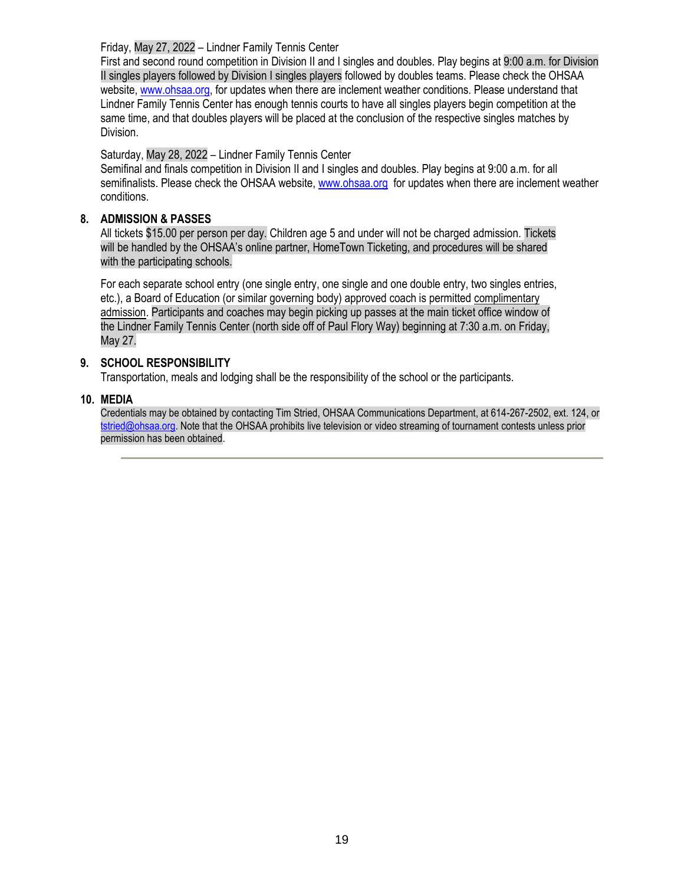Friday, May 27, 2022 – Lindner Family Tennis Center
First and second round competition in Division II and I singles and doubles. Play begins at 9:00 a.m. for Division II singles players followed by Division I singles players followed by doubles teams. Please check the OHSAA website, www.ohsaa.org, for updates when there are inclement weather conditions. Please understand that Lindner Family Tennis Center has enough tennis courts to have all singles players begin competition at the same time, and that doubles players will be placed at the conclusion of the respective singles matches by Division.

Saturday, May 28, 2022 – Lindner Family Tennis Center
Semifinal and finals competition in Division II and I singles and doubles. Play begins at 9:00 a.m. for all semifinalists. Please check the OHSAA website, www.ohsaa.org for updates when there are inclement weather conditions.

**8. ADMISSION & PASSES**

All tickets $15.00 per person per day. Children age 5 and under will not be charged admission. Tickets will be handled by the OHSAA's online partner, HomeTown Ticketing, and procedures will be shared with the participating schools.

For each separate school entry (one single entry, one single and one double entry, two singles entries, etc.), a Board of Education (or similar governing body) approved coach is permitted complimentary admission. Participants and coaches may begin picking up passes at the main ticket office window of the Lindner Family Tennis Center (north side off of Paul Flory Way) beginning at 7:30 a.m. on Friday, May 27.

**9. SCHOOL RESPONSIBILITY**

Transportation, meals and lodging shall be the responsibility of the school or the participants.

**10. MEDIA**

Credentials may be obtained by contacting Tim Stried, OHSAA Communications Department, at 614-267-2502, ext. 124, or tstried@ohsaa.org. Note that the OHSAA prohibits live television or video streaming of tournament contests unless prior permission has been obtained.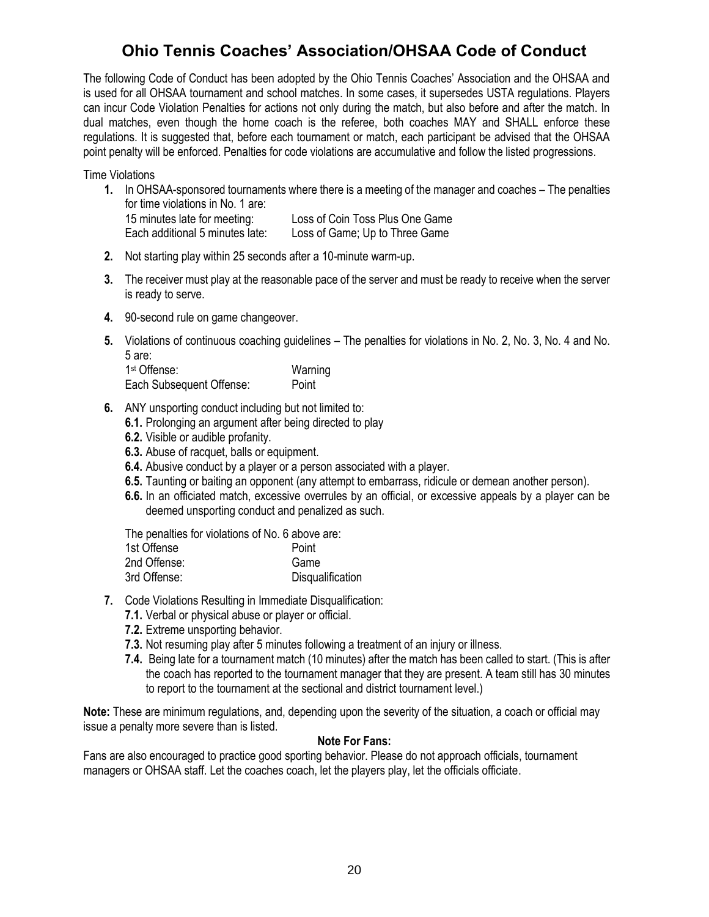# Ohio Tennis Coaches' Association/OHSAA Code of Conduct

The following Code of Conduct has been adopted by the Ohio Tennis Coaches' Association and the OHSAA and is used for all OHSAA tournament and school matches. In some cases, it supersedes USTA regulations. Players can incur Code Violation Penalties for actions not only during the match, but also before and after the match. In dual matches, even though the home coach is the referee, both coaches MAY and SHALL enforce these regulations. It is suggested that, before each tournament or match, each participant be advised that the OHSAA point penalty will be enforced. Penalties for code violations are accumulative and follow the listed progressions.

Time Violations

1. In OHSAA-sponsored tournaments where there is a meeting of the manager and coaches – The penalties for time violations in No. 1 are:

   | | |
   |---|---|
   | 15 minutes late for meeting: | Loss of Coin Toss Plus One Game |
   | Each additional 5 minutes late: | Loss of Game; Up to Three Game |

2. Not starting play within 25 seconds after a 10-minute warm-up.
3. The receiver must play at the reasonable pace of the server and must be ready to receive when the server is ready to serve.
4. 90-second rule on game changeover.
5. Violations of continuous coaching guidelines – The penalties for violations in No. 2, No. 3, No. 4 and No. 5 are:

   | | |
   |---|---|
   | 1st Offense: | Warning |
   | Each Subsequent Offense: | Point |

6. ANY unsporting conduct including but not limited to:
   - **6.1.** Prolonging an argument after being directed to play
   - **6.2.** Visible or audible profanity.
   - **6.3.** Abuse of racquet, balls or equipment.
   - **6.4.** Abusive conduct by a player or a person associated with a player.
   - **6.5.** Taunting or baiting an opponent (any attempt to embarrass, ridicule or demean another person).
   - **6.6.** In an officiated match, excessive overrules by an official, or excessive appeals by a player can be deemed unsporting conduct and penalized as such.

   The penalties for violations of No. 6 above are:

   | | |
   |---|---|
   | 1st Offense | Point |
   | 2nd Offense: | Game |
   | 3rd Offense: | Disqualification |

7. Code Violations Resulting in Immediate Disqualification:
   - **7.1.** Verbal or physical abuse or player or official.
   - **7.2.** Extreme unsporting behavior.
   - **7.3.** Not resuming play after 5 minutes following a treatment of an injury or illness.
   - **7.4.** Being late for a tournament match (10 minutes) after the match has been called to start. (This is after the coach has reported to the tournament manager that they are present. A team still has 30 minutes to report to the tournament at the sectional and district tournament level.)

**Note:** These are minimum regulations, and, depending upon the severity of the situation, a coach or official may issue a penalty more severe than is listed.

**Note For Fans:**

Fans are also encouraged to practice good sporting behavior. Please do not approach officials, tournament managers or OHSAA staff. Let the coaches coach, let the players play, let the officials officiate.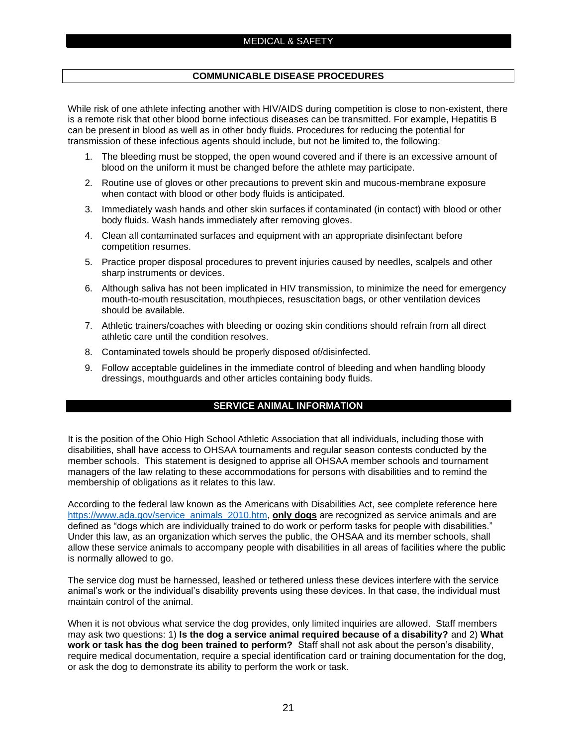## MEDICAL & SAFETY

### COMMUNICABLE DISEASE PROCEDURES

While risk of one athlete infecting another with HIV/AIDS during competition is close to non-existent, there is a remote risk that other blood borne infectious diseases can be transmitted. For example, Hepatitis B can be present in blood as well as in other body fluids. Procedures for reducing the potential for transmission of these infectious agents should include, but not be limited to, the following:

1. The bleeding must be stopped, the open wound covered and if there is an excessive amount of blood on the uniform it must be changed before the athlete may participate.
2. Routine use of gloves or other precautions to prevent skin and mucous-membrane exposure when contact with blood or other body fluids is anticipated.
3. Immediately wash hands and other skin surfaces if contaminated (in contact) with blood or other body fluids. Wash hands immediately after removing gloves.
4. Clean all contaminated surfaces and equipment with an appropriate disinfectant before competition resumes.
5. Practice proper disposal procedures to prevent injuries caused by needles, scalpels and other sharp instruments or devices.
6. Although saliva has not been implicated in HIV transmission, to minimize the need for emergency mouth-to-mouth resuscitation, mouthpieces, resuscitation bags, or other ventilation devices should be available.
7. Athletic trainers/coaches with bleeding or oozing skin conditions should refrain from all direct athletic care until the condition resolves.
8. Contaminated towels should be properly disposed of/disinfected.
9. Follow acceptable guidelines in the immediate control of bleeding and when handling bloody dressings, mouthguards and other articles containing body fluids.

### SERVICE ANIMAL INFORMATION

It is the position of the Ohio High School Athletic Association that all individuals, including those with disabilities, shall have access to OHSAA tournaments and regular season contests conducted by the member schools. This statement is designed to apprise all OHSAA member schools and tournament managers of the law relating to these accommodations for persons with disabilities and to remind the membership of obligations as it relates to this law.

According to the federal law known as the Americans with Disabilities Act, see complete reference here https://www.ada.gov/service_animals_2010.htm, **only dogs** are recognized as service animals and are defined as "dogs which are individually trained to do work or perform tasks for people with disabilities." Under this law, as an organization which serves the public, the OHSAA and its member schools, shall allow these service animals to accompany people with disabilities in all areas of facilities where the public is normally allowed to go.

The service dog must be harnessed, leashed or tethered unless these devices interfere with the service animal's work or the individual's disability prevents using these devices. In that case, the individual must maintain control of the animal.

When it is not obvious what service the dog provides, only limited inquiries are allowed. Staff members may ask two questions: 1) **Is the dog a service animal required because of a disability?** and 2) **What work or task has the dog been trained to perform?** Staff shall not ask about the person's disability, require medical documentation, require a special identification card or training documentation for the dog, or ask the dog to demonstrate its ability to perform the work or task.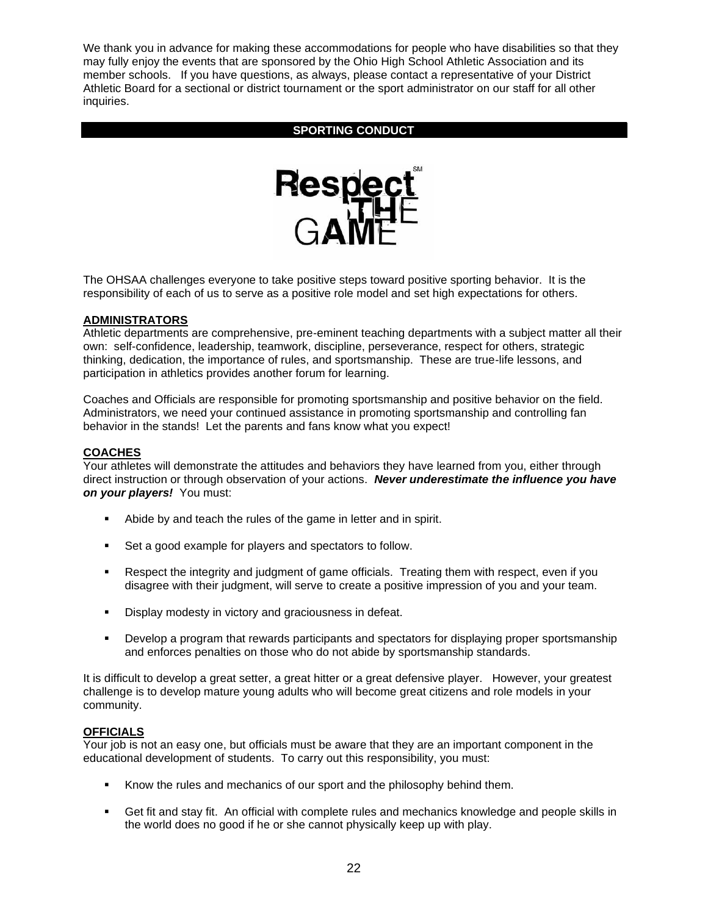We thank you in advance for making these accommodations for people who have disabilities so that they may fully enjoy the events that are sponsored by the Ohio High School Athletic Association and its member schools. If you have questions, as always, please contact a representative of your District Athletic Board for a sectional or district tournament or the sport administrator on our staff for all other inquiries.

## SPORTING CONDUCT

Respect THE GAME

The OHSAA challenges everyone to take positive steps toward positive sporting behavior. It is the responsibility of each of us to serve as a positive role model and set high expectations for others.

### ADMINISTRATORS

Athletic departments are comprehensive, pre-eminent teaching departments with a subject matter all their own: self-confidence, leadership, teamwork, discipline, perseverance, respect for others, strategic thinking, dedication, the importance of rules, and sportsmanship. These are true-life lessons, and participation in athletics provides another forum for learning.

Coaches and Officials are responsible for promoting sportsmanship and positive behavior on the field. Administrators, we need your continued assistance in promoting sportsmanship and controlling fan behavior in the stands! Let the parents and fans know what you expect!

### COACHES

Your athletes will demonstrate the attitudes and behaviors they have learned from you, either through direct instruction or through observation of your actions. ***Never underestimate the influence you have on your players!*** You must:

- Abide by and teach the rules of the game in letter and in spirit.
- Set a good example for players and spectators to follow.
- Respect the integrity and judgment of game officials. Treating them with respect, even if you disagree with their judgment, will serve to create a positive impression of you and your team.
- Display modesty in victory and graciousness in defeat.
- Develop a program that rewards participants and spectators for displaying proper sportsmanship and enforces penalties on those who do not abide by sportsmanship standards.

It is difficult to develop a great setter, a great hitter or a great defensive player. However, your greatest challenge is to develop mature young adults who will become great citizens and role models in your community.

### OFFICIALS

Your job is not an easy one, but officials must be aware that they are an important component in the educational development of students. To carry out this responsibility, you must:

- Know the rules and mechanics of our sport and the philosophy behind them.
- Get fit and stay fit. An official with complete rules and mechanics knowledge and people skills in the world does no good if he or she cannot physically keep up with play.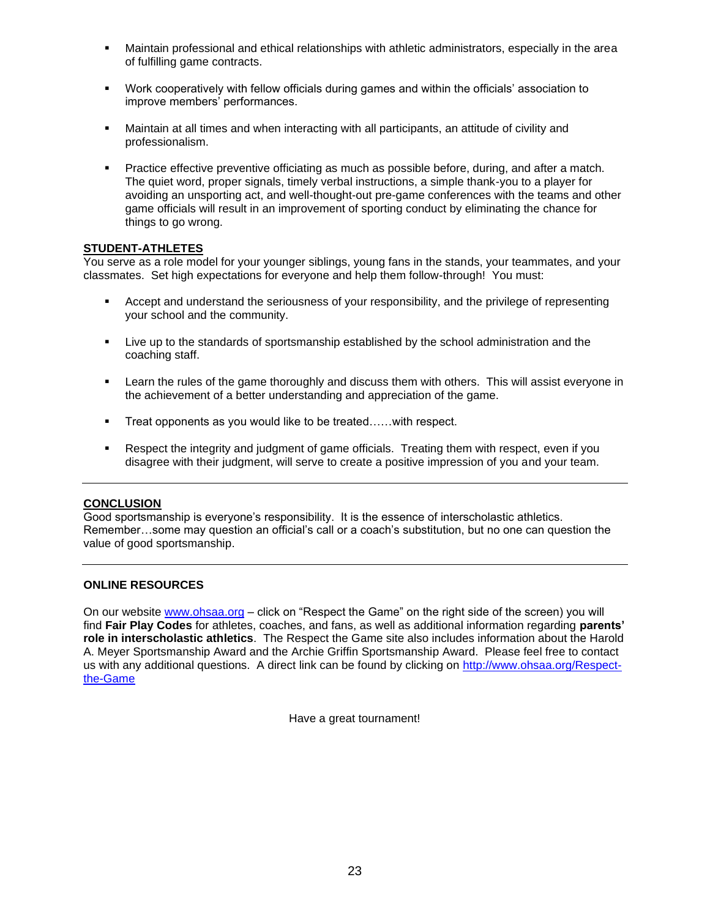- Maintain professional and ethical relationships with athletic administrators, especially in the area of fulfilling game contracts.

- Work cooperatively with fellow officials during games and within the officials' association to improve members' performances.

- Maintain at all times and when interacting with all participants, an attitude of civility and professionalism.

- Practice effective preventive officiating as much as possible before, during, and after a match. The quiet word, proper signals, timely verbal instructions, a simple thank-you to a player for avoiding an unsporting act, and well-thought-out pre-game conferences with the teams and other game officials will result in an improvement of sporting conduct by eliminating the chance for things to go wrong.

## STUDENT-ATHLETES

You serve as a role model for your younger siblings, young fans in the stands, your teammates, and your classmates. Set high expectations for everyone and help them follow-through! You must:

- Accept and understand the seriousness of your responsibility, and the privilege of representing your school and the community.

- Live up to the standards of sportsmanship established by the school administration and the coaching staff.

- Learn the rules of the game thoroughly and discuss them with others. This will assist everyone in the achievement of a better understanding and appreciation of the game.

- Treat opponents as you would like to be treated……with respect.

- Respect the integrity and judgment of game officials. Treating them with respect, even if you disagree with their judgment, will serve to create a positive impression of you and your team.

---

## CONCLUSION

Good sportsmanship is everyone's responsibility. It is the essence of interscholastic athletics. Remember…some may question an official's call or a coach's substitution, but no one can question the value of good sportsmanship.

---

## ONLINE RESOURCES

On our website www.ohsaa.org – click on "Respect the Game" on the right side of the screen) you will find **Fair Play Codes** for athletes, coaches, and fans, as well as additional information regarding **parents' role in interscholastic athletics**. The Respect the Game site also includes information about the Harold A. Meyer Sportsmanship Award and the Archie Griffin Sportsmanship Award. Please feel free to contact us with any additional questions. A direct link can be found by clicking on http://www.ohsaa.org/Respect-the-Game

Have a great tournament!